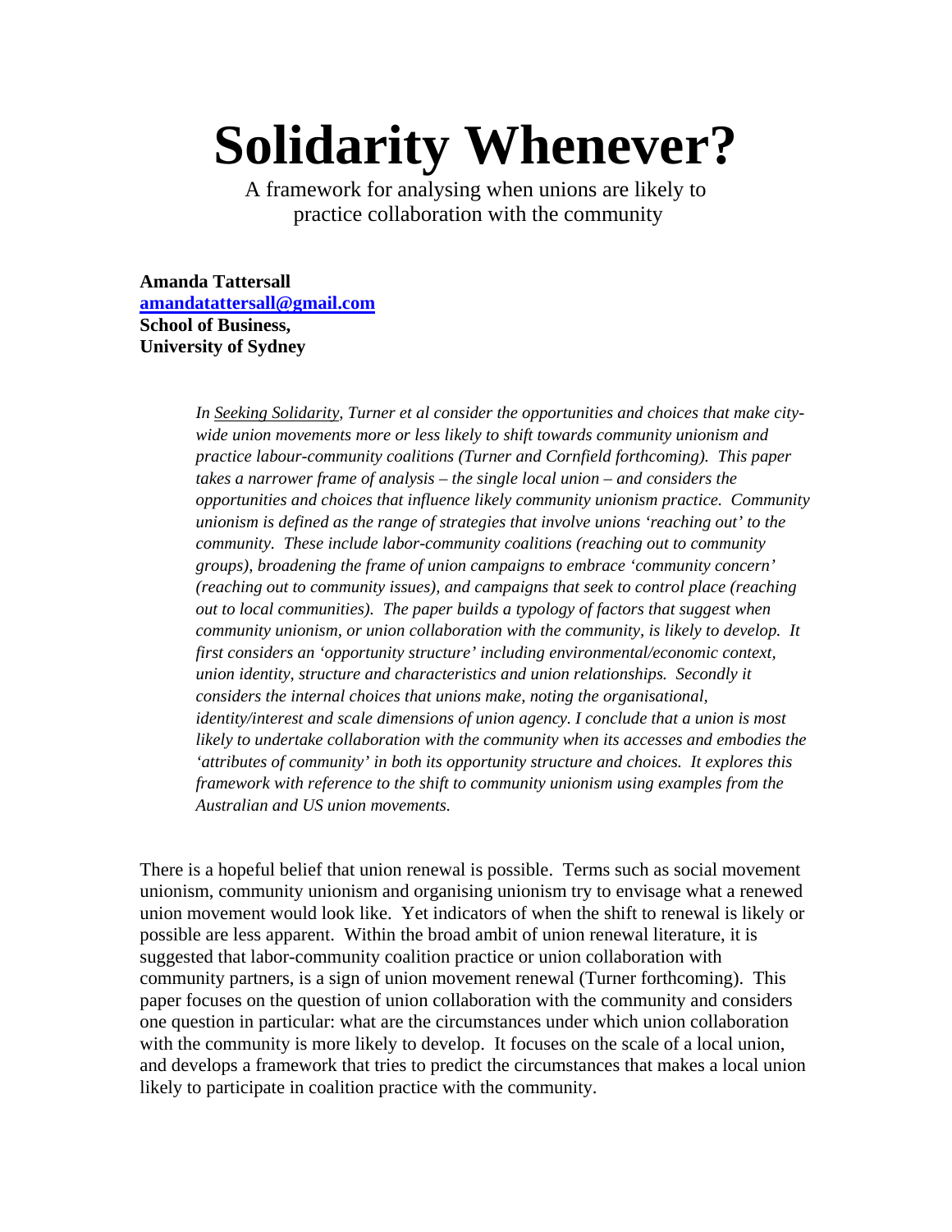# Solidarity Whenever?

A framework for analysing when unions are likely to practice collaboration with the community

**Amanda Tattersall**
**amandatattersall@gmail.com**
**School of Business,**
**University of Sydney**

*In Seeking Solidarity, Turner et al consider the opportunities and choices that make city-wide union movements more or less likely to shift towards community unionism and practice labour-community coalitions (Turner and Cornfield forthcoming). This paper takes a narrower frame of analysis – the single local union – and considers the opportunities and choices that influence likely community unionism practice. Community unionism is defined as the range of strategies that involve unions 'reaching out' to the community. These include labor-community coalitions (reaching out to community groups), broadening the frame of union campaigns to embrace 'community concern' (reaching out to community issues), and campaigns that seek to control place (reaching out to local communities). The paper builds a typology of factors that suggest when community unionism, or union collaboration with the community, is likely to develop. It first considers an 'opportunity structure' including environmental/economic context, union identity, structure and characteristics and union relationships. Secondly it considers the internal choices that unions make, noting the organisational, identity/interest and scale dimensions of union agency. I conclude that a union is most likely to undertake collaboration with the community when its accesses and embodies the 'attributes of community' in both its opportunity structure and choices. It explores this framework with reference to the shift to community unionism using examples from the Australian and US union movements.*

There is a hopeful belief that union renewal is possible. Terms such as social movement unionism, community unionism and organising unionism try to envisage what a renewed union movement would look like. Yet indicators of when the shift to renewal is likely or possible are less apparent. Within the broad ambit of union renewal literature, it is suggested that labor-community coalition practice or union collaboration with community partners, is a sign of union movement renewal (Turner forthcoming). This paper focuses on the question of union collaboration with the community and considers one question in particular: what are the circumstances under which union collaboration with the community is more likely to develop. It focuses on the scale of a local union, and develops a framework that tries to predict the circumstances that makes a local union likely to participate in coalition practice with the community.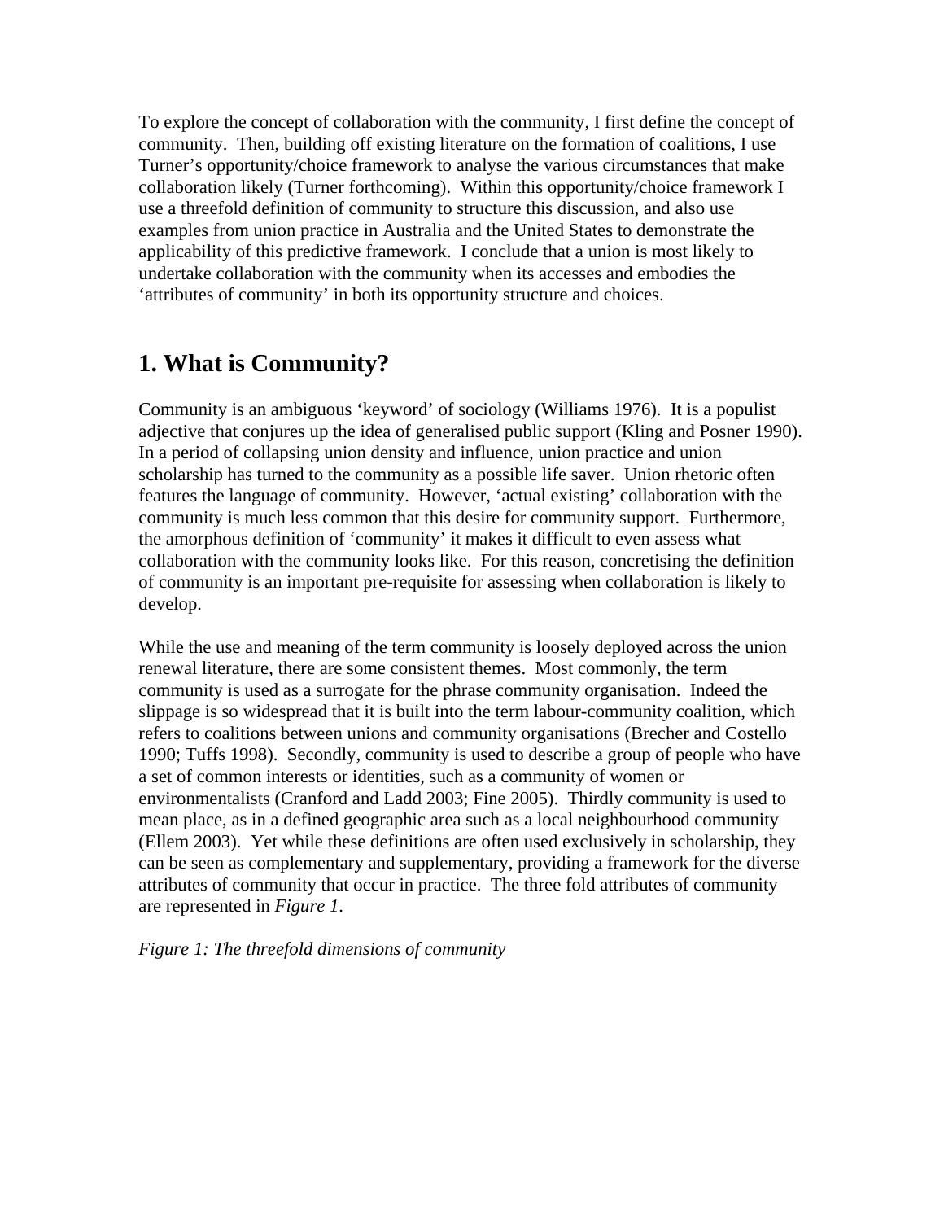To explore the concept of collaboration with the community, I first define the concept of community. Then, building off existing literature on the formation of coalitions, I use Turner's opportunity/choice framework to analyse the various circumstances that make collaboration likely (Turner forthcoming). Within this opportunity/choice framework I use a threefold definition of community to structure this discussion, and also use examples from union practice in Australia and the United States to demonstrate the applicability of this predictive framework. I conclude that a union is most likely to undertake collaboration with the community when its accesses and embodies the 'attributes of community' in both its opportunity structure and choices.

## 1. What is Community?

Community is an ambiguous 'keyword' of sociology (Williams 1976). It is a populist adjective that conjures up the idea of generalised public support (Kling and Posner 1990). In a period of collapsing union density and influence, union practice and union scholarship has turned to the community as a possible life saver. Union rhetoric often features the language of community. However, 'actual existing' collaboration with the community is much less common that this desire for community support. Furthermore, the amorphous definition of 'community' it makes it difficult to even assess what collaboration with the community looks like. For this reason, concretising the definition of community is an important pre-requisite for assessing when collaboration is likely to develop.

While the use and meaning of the term community is loosely deployed across the union renewal literature, there are some consistent themes. Most commonly, the term community is used as a surrogate for the phrase community organisation. Indeed the slippage is so widespread that it is built into the term labour-community coalition, which refers to coalitions between unions and community organisations (Brecher and Costello 1990; Tuffs 1998). Secondly, community is used to describe a group of people who have a set of common interests or identities, such as a community of women or environmentalists (Cranford and Ladd 2003; Fine 2005). Thirdly community is used to mean place, as in a defined geographic area such as a local neighbourhood community (Ellem 2003). Yet while these definitions are often used exclusively in scholarship, they can be seen as complementary and supplementary, providing a framework for the diverse attributes of community that occur in practice. The three fold attributes of community are represented in *Figure 1*.

*Figure 1: The threefold dimensions of community*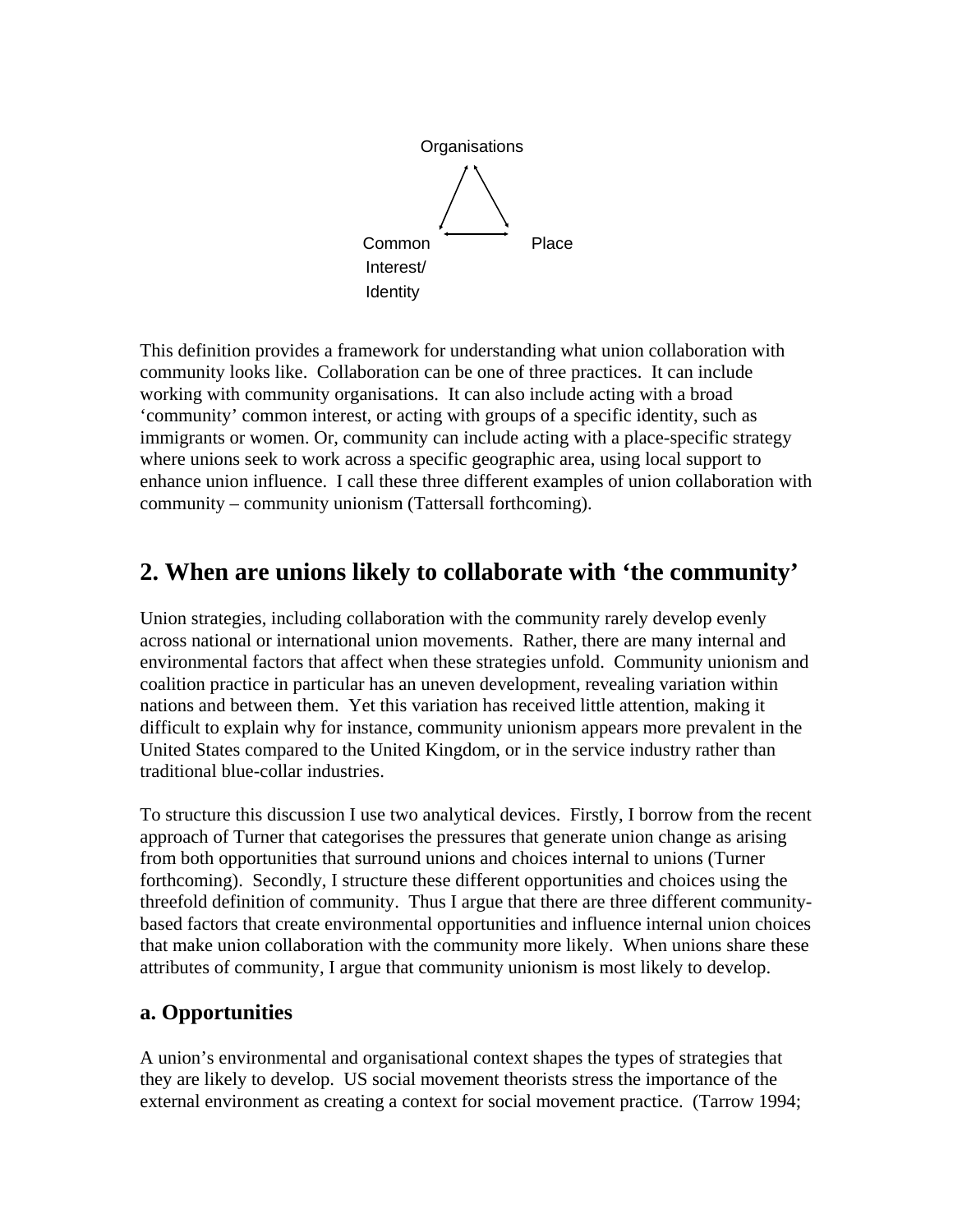Organisations

Common Interest/ Identity

Place

This definition provides a framework for understanding what union collaboration with community looks like. Collaboration can be one of three practices. It can include working with community organisations. It can also include acting with a broad 'community' common interest, or acting with groups of a specific identity, such as immigrants or women. Or, community can include acting with a place-specific strategy where unions seek to work across a specific geographic area, using local support to enhance union influence. I call these three different examples of union collaboration with community – community unionism (Tattersall forthcoming).

## 2. When are unions likely to collaborate with 'the community'

Union strategies, including collaboration with the community rarely develop evenly across national or international union movements. Rather, there are many internal and environmental factors that affect when these strategies unfold. Community unionism and coalition practice in particular has an uneven development, revealing variation within nations and between them. Yet this variation has received little attention, making it difficult to explain why for instance, community unionism appears more prevalent in the United States compared to the United Kingdom, or in the service industry rather than traditional blue-collar industries.

To structure this discussion I use two analytical devices. Firstly, I borrow from the recent approach of Turner that categorises the pressures that generate union change as arising from both opportunities that surround unions and choices internal to unions (Turner forthcoming). Secondly, I structure these different opportunities and choices using the threefold definition of community. Thus I argue that there are three different community-based factors that create environmental opportunities and influence internal union choices that make union collaboration with the community more likely. When unions share these attributes of community, I argue that community unionism is most likely to develop.

### a. Opportunities

A union's environmental and organisational context shapes the types of strategies that they are likely to develop. US social movement theorists stress the importance of the external environment as creating a context for social movement practice. (Tarrow 1994;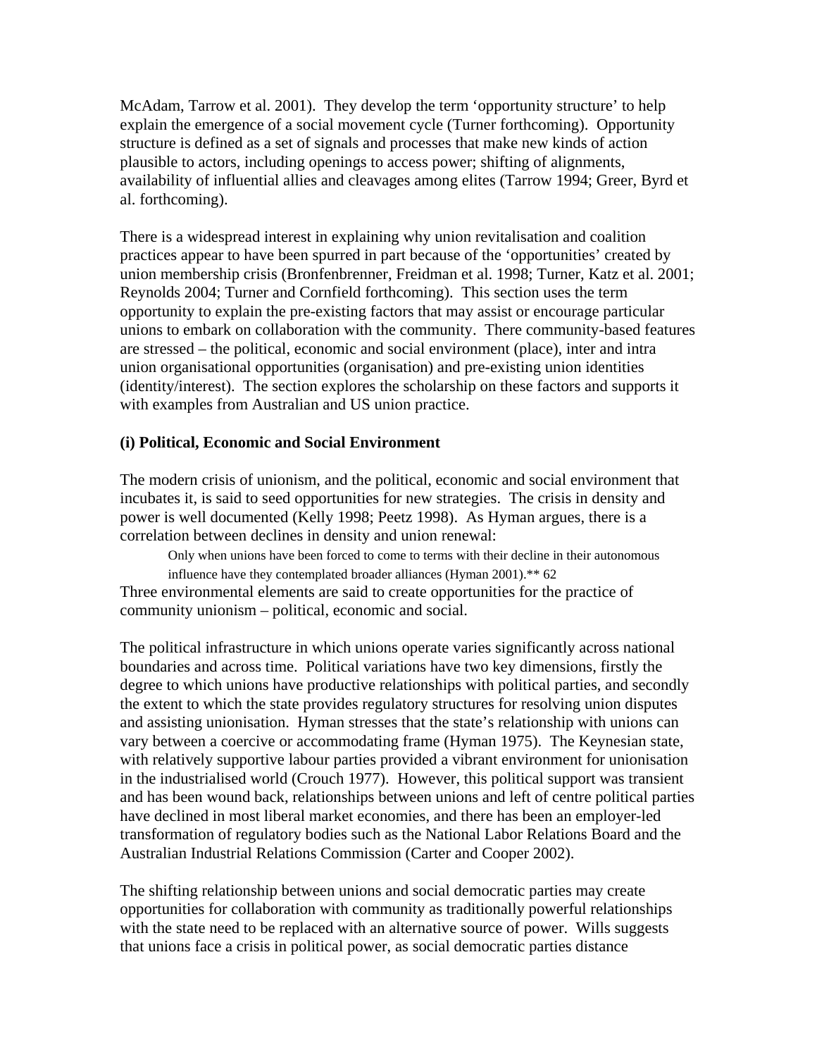McAdam, Tarrow et al. 2001). They develop the term 'opportunity structure' to help explain the emergence of a social movement cycle (Turner forthcoming). Opportunity structure is defined as a set of signals and processes that make new kinds of action plausible to actors, including openings to access power; shifting of alignments, availability of influential allies and cleavages among elites (Tarrow 1994; Greer, Byrd et al. forthcoming).

There is a widespread interest in explaining why union revitalisation and coalition practices appear to have been spurred in part because of the 'opportunities' created by union membership crisis (Bronfenbrenner, Freidman et al. 1998; Turner, Katz et al. 2001; Reynolds 2004; Turner and Cornfield forthcoming). This section uses the term opportunity to explain the pre-existing factors that may assist or encourage particular unions to embark on collaboration with the community. There community-based features are stressed – the political, economic and social environment (place), inter and intra union organisational opportunities (organisation) and pre-existing union identities (identity/interest). The section explores the scholarship on these factors and supports it with examples from Australian and US union practice.

**(i) Political, Economic and Social Environment**

The modern crisis of unionism, and the political, economic and social environment that incubates it, is said to seed opportunities for new strategies. The crisis in density and power is well documented (Kelly 1998; Peetz 1998). As Hyman argues, there is a correlation between declines in density and union renewal:

> Only when unions have been forced to come to terms with their decline in their autonomous influence have they contemplated broader alliances (Hyman 2001).** 62

Three environmental elements are said to create opportunities for the practice of community unionism – political, economic and social.

The political infrastructure in which unions operate varies significantly across national boundaries and across time. Political variations have two key dimensions, firstly the degree to which unions have productive relationships with political parties, and secondly the extent to which the state provides regulatory structures for resolving union disputes and assisting unionisation. Hyman stresses that the state's relationship with unions can vary between a coercive or accommodating frame (Hyman 1975). The Keynesian state, with relatively supportive labour parties provided a vibrant environment for unionisation in the industrialised world (Crouch 1977). However, this political support was transient and has been wound back, relationships between unions and left of centre political parties have declined in most liberal market economies, and there has been an employer-led transformation of regulatory bodies such as the National Labor Relations Board and the Australian Industrial Relations Commission (Carter and Cooper 2002).

The shifting relationship between unions and social democratic parties may create opportunities for collaboration with community as traditionally powerful relationships with the state need to be replaced with an alternative source of power. Wills suggests that unions face a crisis in political power, as social democratic parties distance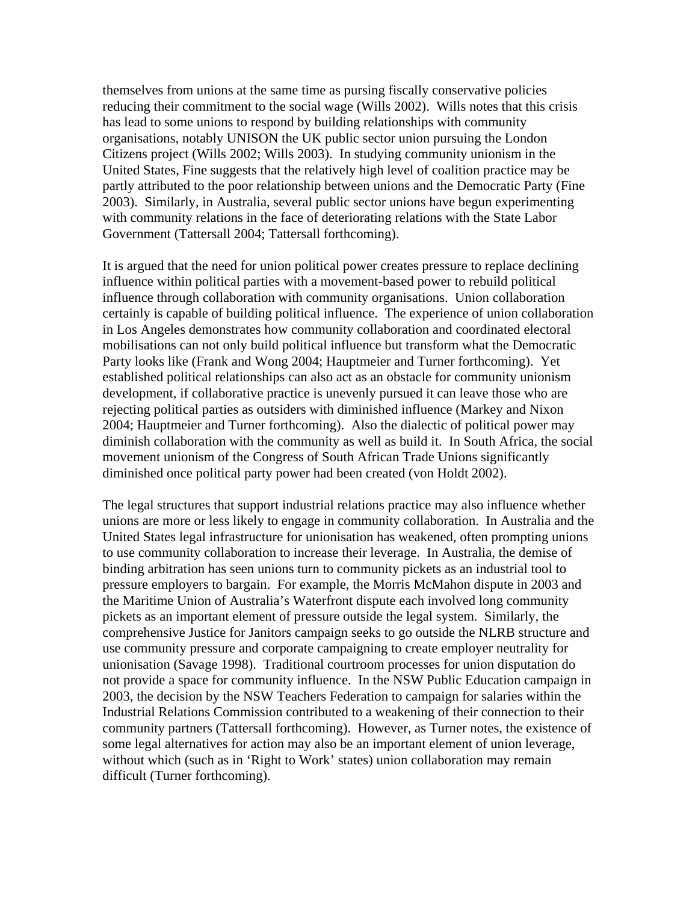themselves from unions at the same time as pursing fiscally conservative policies reducing their commitment to the social wage (Wills 2002). Wills notes that this crisis has lead to some unions to respond by building relationships with community organisations, notably UNISON the UK public sector union pursuing the London Citizens project (Wills 2002; Wills 2003). In studying community unionism in the United States, Fine suggests that the relatively high level of coalition practice may be partly attributed to the poor relationship between unions and the Democratic Party (Fine 2003). Similarly, in Australia, several public sector unions have begun experimenting with community relations in the face of deteriorating relations with the State Labor Government (Tattersall 2004; Tattersall forthcoming).

It is argued that the need for union political power creates pressure to replace declining influence within political parties with a movement-based power to rebuild political influence through collaboration with community organisations. Union collaboration certainly is capable of building political influence. The experience of union collaboration in Los Angeles demonstrates how community collaboration and coordinated electoral mobilisations can not only build political influence but transform what the Democratic Party looks like (Frank and Wong 2004; Hauptmeier and Turner forthcoming). Yet established political relationships can also act as an obstacle for community unionism development, if collaborative practice is unevenly pursued it can leave those who are rejecting political parties as outsiders with diminished influence (Markey and Nixon 2004; Hauptmeier and Turner forthcoming). Also the dialectic of political power may diminish collaboration with the community as well as build it. In South Africa, the social movement unionism of the Congress of South African Trade Unions significantly diminished once political party power had been created (von Holdt 2002).

The legal structures that support industrial relations practice may also influence whether unions are more or less likely to engage in community collaboration. In Australia and the United States legal infrastructure for unionisation has weakened, often prompting unions to use community collaboration to increase their leverage. In Australia, the demise of binding arbitration has seen unions turn to community pickets as an industrial tool to pressure employers to bargain. For example, the Morris McMahon dispute in 2003 and the Maritime Union of Australia's Waterfront dispute each involved long community pickets as an important element of pressure outside the legal system. Similarly, the comprehensive Justice for Janitors campaign seeks to go outside the NLRB structure and use community pressure and corporate campaigning to create employer neutrality for unionisation (Savage 1998). Traditional courtroom processes for union disputation do not provide a space for community influence. In the NSW Public Education campaign in 2003, the decision by the NSW Teachers Federation to campaign for salaries within the Industrial Relations Commission contributed to a weakening of their connection to their community partners (Tattersall forthcoming). However, as Turner notes, the existence of some legal alternatives for action may also be an important element of union leverage, without which (such as in 'Right to Work' states) union collaboration may remain difficult (Turner forthcoming).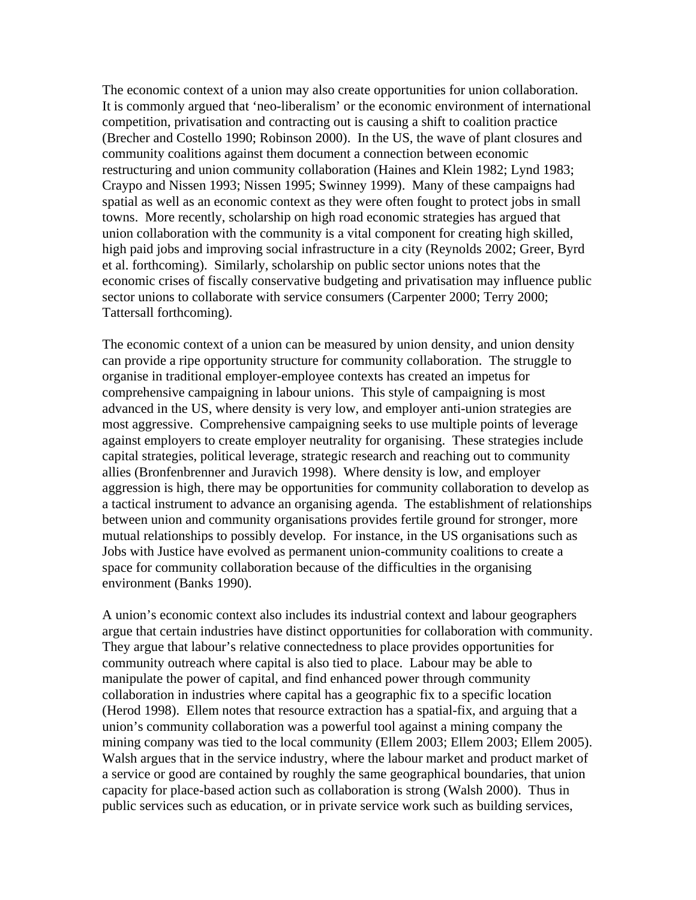The economic context of a union may also create opportunities for union collaboration. It is commonly argued that 'neo-liberalism' or the economic environment of international competition, privatisation and contracting out is causing a shift to coalition practice (Brecher and Costello 1990; Robinson 2000). In the US, the wave of plant closures and community coalitions against them document a connection between economic restructuring and union community collaboration (Haines and Klein 1982; Lynd 1983; Craypo and Nissen 1993; Nissen 1995; Swinney 1999). Many of these campaigns had spatial as well as an economic context as they were often fought to protect jobs in small towns. More recently, scholarship on high road economic strategies has argued that union collaboration with the community is a vital component for creating high skilled, high paid jobs and improving social infrastructure in a city (Reynolds 2002; Greer, Byrd et al. forthcoming). Similarly, scholarship on public sector unions notes that the economic crises of fiscally conservative budgeting and privatisation may influence public sector unions to collaborate with service consumers (Carpenter 2000; Terry 2000; Tattersall forthcoming).

The economic context of a union can be measured by union density, and union density can provide a ripe opportunity structure for community collaboration. The struggle to organise in traditional employer-employee contexts has created an impetus for comprehensive campaigning in labour unions. This style of campaigning is most advanced in the US, where density is very low, and employer anti-union strategies are most aggressive. Comprehensive campaigning seeks to use multiple points of leverage against employers to create employer neutrality for organising. These strategies include capital strategies, political leverage, strategic research and reaching out to community allies (Bronfenbrenner and Juravich 1998). Where density is low, and employer aggression is high, there may be opportunities for community collaboration to develop as a tactical instrument to advance an organising agenda. The establishment of relationships between union and community organisations provides fertile ground for stronger, more mutual relationships to possibly develop. For instance, in the US organisations such as Jobs with Justice have evolved as permanent union-community coalitions to create a space for community collaboration because of the difficulties in the organising environment (Banks 1990).

A union's economic context also includes its industrial context and labour geographers argue that certain industries have distinct opportunities for collaboration with community. They argue that labour's relative connectedness to place provides opportunities for community outreach where capital is also tied to place. Labour may be able to manipulate the power of capital, and find enhanced power through community collaboration in industries where capital has a geographic fix to a specific location (Herod 1998). Ellem notes that resource extraction has a spatial-fix, and arguing that a union's community collaboration was a powerful tool against a mining company the mining company was tied to the local community (Ellem 2003; Ellem 2003; Ellem 2005). Walsh argues that in the service industry, where the labour market and product market of a service or good are contained by roughly the same geographical boundaries, that union capacity for place-based action such as collaboration is strong (Walsh 2000). Thus in public services such as education, or in private service work such as building services,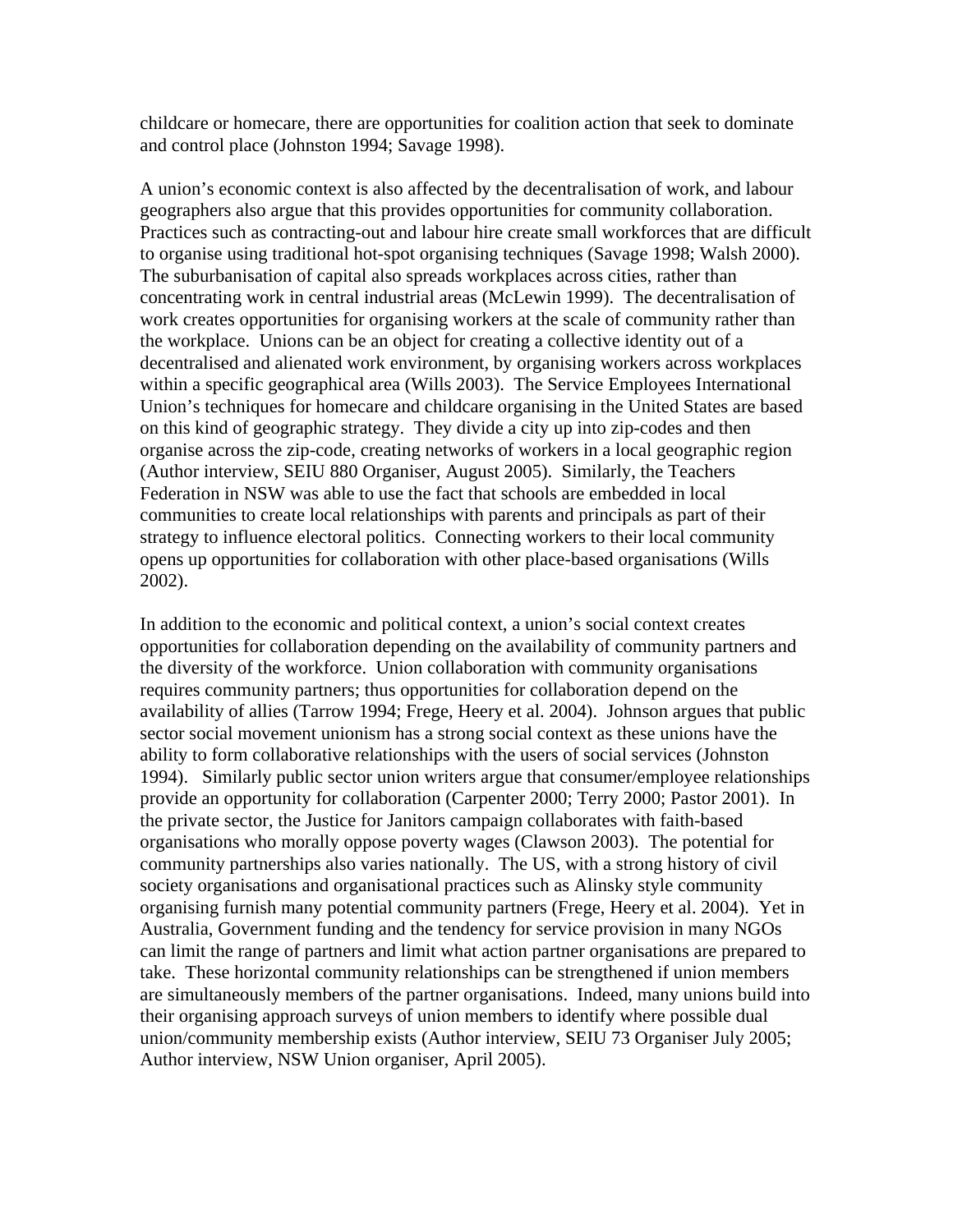childcare or homecare, there are opportunities for coalition action that seek to dominate and control place (Johnston 1994; Savage 1998).

A union's economic context is also affected by the decentralisation of work, and labour geographers also argue that this provides opportunities for community collaboration. Practices such as contracting-out and labour hire create small workforces that are difficult to organise using traditional hot-spot organising techniques (Savage 1998; Walsh 2000). The suburbanisation of capital also spreads workplaces across cities, rather than concentrating work in central industrial areas (McLewin 1999). The decentralisation of work creates opportunities for organising workers at the scale of community rather than the workplace. Unions can be an object for creating a collective identity out of a decentralised and alienated work environment, by organising workers across workplaces within a specific geographical area (Wills 2003). The Service Employees International Union's techniques for homecare and childcare organising in the United States are based on this kind of geographic strategy. They divide a city up into zip-codes and then organise across the zip-code, creating networks of workers in a local geographic region (Author interview, SEIU 880 Organiser, August 2005). Similarly, the Teachers Federation in NSW was able to use the fact that schools are embedded in local communities to create local relationships with parents and principals as part of their strategy to influence electoral politics. Connecting workers to their local community opens up opportunities for collaboration with other place-based organisations (Wills 2002).

In addition to the economic and political context, a union's social context creates opportunities for collaboration depending on the availability of community partners and the diversity of the workforce. Union collaboration with community organisations requires community partners; thus opportunities for collaboration depend on the availability of allies (Tarrow 1994; Frege, Heery et al. 2004). Johnson argues that public sector social movement unionism has a strong social context as these unions have the ability to form collaborative relationships with the users of social services (Johnston 1994). Similarly public sector union writers argue that consumer/employee relationships provide an opportunity for collaboration (Carpenter 2000; Terry 2000; Pastor 2001). In the private sector, the Justice for Janitors campaign collaborates with faith-based organisations who morally oppose poverty wages (Clawson 2003). The potential for community partnerships also varies nationally. The US, with a strong history of civil society organisations and organisational practices such as Alinsky style community organising furnish many potential community partners (Frege, Heery et al. 2004). Yet in Australia, Government funding and the tendency for service provision in many NGOs can limit the range of partners and limit what action partner organisations are prepared to take. These horizontal community relationships can be strengthened if union members are simultaneously members of the partner organisations. Indeed, many unions build into their organising approach surveys of union members to identify where possible dual union/community membership exists (Author interview, SEIU 73 Organiser July 2005; Author interview, NSW Union organiser, April 2005).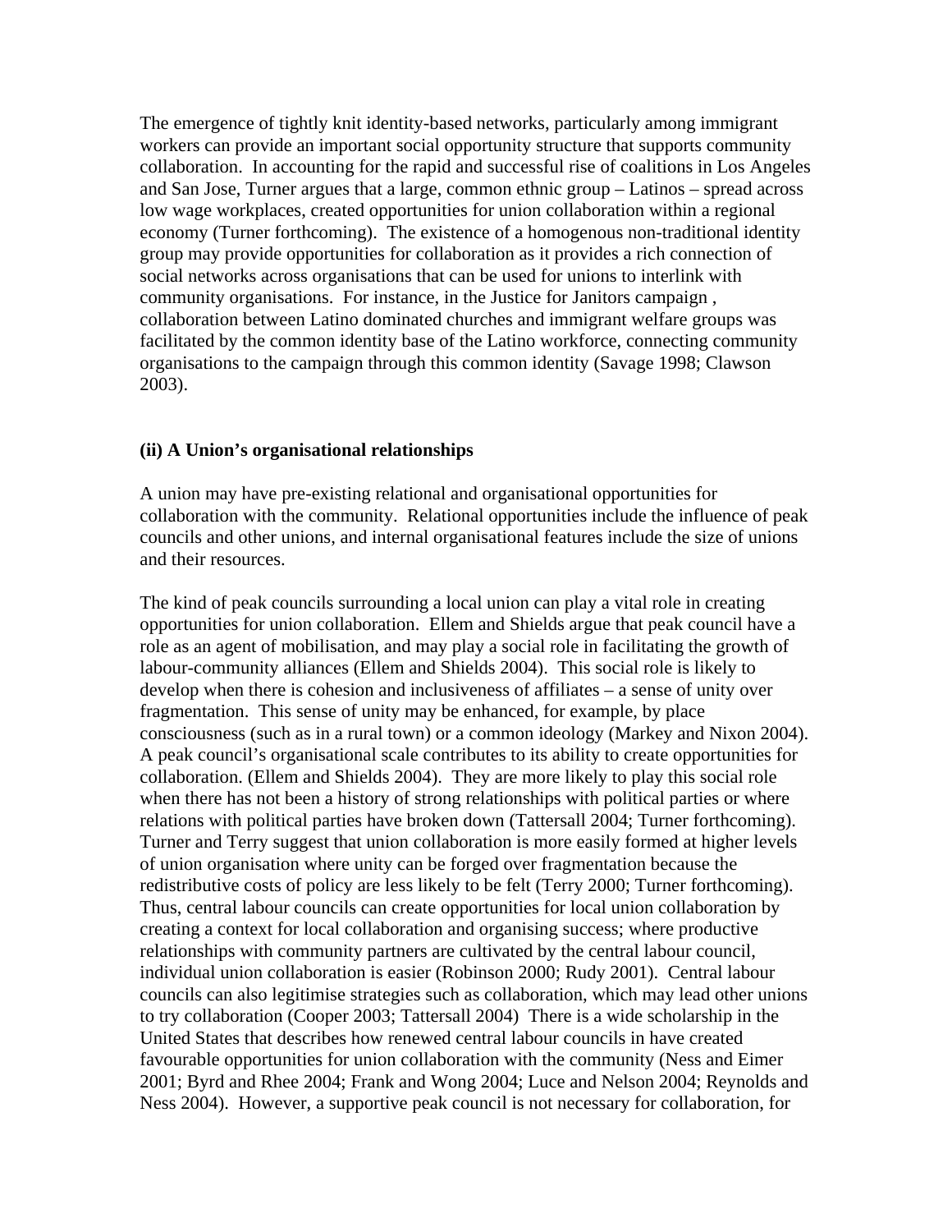The emergence of tightly knit identity-based networks, particularly among immigrant workers can provide an important social opportunity structure that supports community collaboration. In accounting for the rapid and successful rise of coalitions in Los Angeles and San Jose, Turner argues that a large, common ethnic group – Latinos – spread across low wage workplaces, created opportunities for union collaboration within a regional economy (Turner forthcoming). The existence of a homogenous non-traditional identity group may provide opportunities for collaboration as it provides a rich connection of social networks across organisations that can be used for unions to interlink with community organisations. For instance, in the Justice for Janitors campaign , collaboration between Latino dominated churches and immigrant welfare groups was facilitated by the common identity base of the Latino workforce, connecting community organisations to the campaign through this common identity (Savage 1998; Clawson 2003).

**(ii) A Union's organisational relationships**

A union may have pre-existing relational and organisational opportunities for collaboration with the community. Relational opportunities include the influence of peak councils and other unions, and internal organisational features include the size of unions and their resources.

The kind of peak councils surrounding a local union can play a vital role in creating opportunities for union collaboration. Ellem and Shields argue that peak council have a role as an agent of mobilisation, and may play a social role in facilitating the growth of labour-community alliances (Ellem and Shields 2004). This social role is likely to develop when there is cohesion and inclusiveness of affiliates – a sense of unity over fragmentation. This sense of unity may be enhanced, for example, by place consciousness (such as in a rural town) or a common ideology (Markey and Nixon 2004). A peak council's organisational scale contributes to its ability to create opportunities for collaboration. (Ellem and Shields 2004). They are more likely to play this social role when there has not been a history of strong relationships with political parties or where relations with political parties have broken down (Tattersall 2004; Turner forthcoming). Turner and Terry suggest that union collaboration is more easily formed at higher levels of union organisation where unity can be forged over fragmentation because the redistributive costs of policy are less likely to be felt (Terry 2000; Turner forthcoming). Thus, central labour councils can create opportunities for local union collaboration by creating a context for local collaboration and organising success; where productive relationships with community partners are cultivated by the central labour council, individual union collaboration is easier (Robinson 2000; Rudy 2001). Central labour councils can also legitimise strategies such as collaboration, which may lead other unions to try collaboration (Cooper 2003; Tattersall 2004) There is a wide scholarship in the United States that describes how renewed central labour councils in have created favourable opportunities for union collaboration with the community (Ness and Eimer 2001; Byrd and Rhee 2004; Frank and Wong 2004; Luce and Nelson 2004; Reynolds and Ness 2004). However, a supportive peak council is not necessary for collaboration, for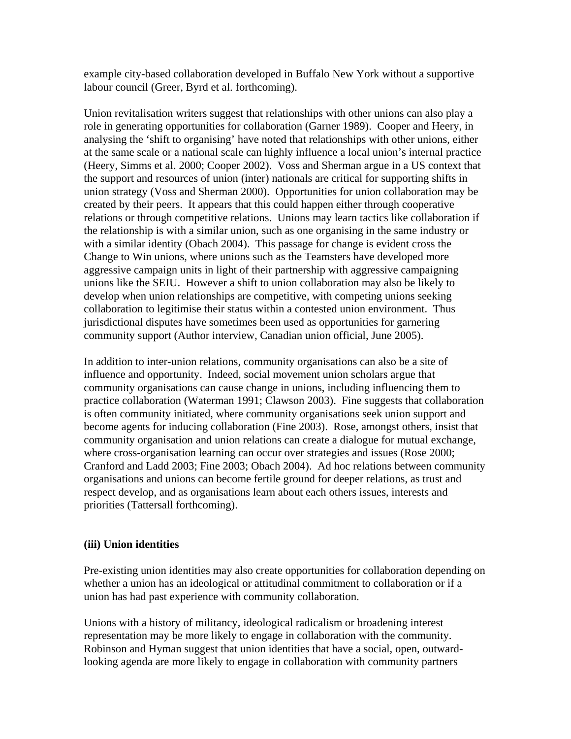example city-based collaboration developed in Buffalo New York without a supportive labour council (Greer, Byrd et al. forthcoming).

Union revitalisation writers suggest that relationships with other unions can also play a role in generating opportunities for collaboration (Garner 1989). Cooper and Heery, in analysing the 'shift to organising' have noted that relationships with other unions, either at the same scale or a national scale can highly influence a local union's internal practice (Heery, Simms et al. 2000; Cooper 2002). Voss and Sherman argue in a US context that the support and resources of union (inter) nationals are critical for supporting shifts in union strategy (Voss and Sherman 2000). Opportunities for union collaboration may be created by their peers. It appears that this could happen either through cooperative relations or through competitive relations. Unions may learn tactics like collaboration if the relationship is with a similar union, such as one organising in the same industry or with a similar identity (Obach 2004). This passage for change is evident cross the Change to Win unions, where unions such as the Teamsters have developed more aggressive campaign units in light of their partnership with aggressive campaigning unions like the SEIU. However a shift to union collaboration may also be likely to develop when union relationships are competitive, with competing unions seeking collaboration to legitimise their status within a contested union environment. Thus jurisdictional disputes have sometimes been used as opportunities for garnering community support (Author interview, Canadian union official, June 2005).

In addition to inter-union relations, community organisations can also be a site of influence and opportunity. Indeed, social movement union scholars argue that community organisations can cause change in unions, including influencing them to practice collaboration (Waterman 1991; Clawson 2003). Fine suggests that collaboration is often community initiated, where community organisations seek union support and become agents for inducing collaboration (Fine 2003). Rose, amongst others, insist that community organisation and union relations can create a dialogue for mutual exchange, where cross-organisation learning can occur over strategies and issues (Rose 2000; Cranford and Ladd 2003; Fine 2003; Obach 2004). Ad hoc relations between community organisations and unions can become fertile ground for deeper relations, as trust and respect develop, and as organisations learn about each others issues, interests and priorities (Tattersall forthcoming).

### (iii) Union identities

Pre-existing union identities may also create opportunities for collaboration depending on whether a union has an ideological or attitudinal commitment to collaboration or if a union has had past experience with community collaboration.

Unions with a history of militancy, ideological radicalism or broadening interest representation may be more likely to engage in collaboration with the community. Robinson and Hyman suggest that union identities that have a social, open, outward-looking agenda are more likely to engage in collaboration with community partners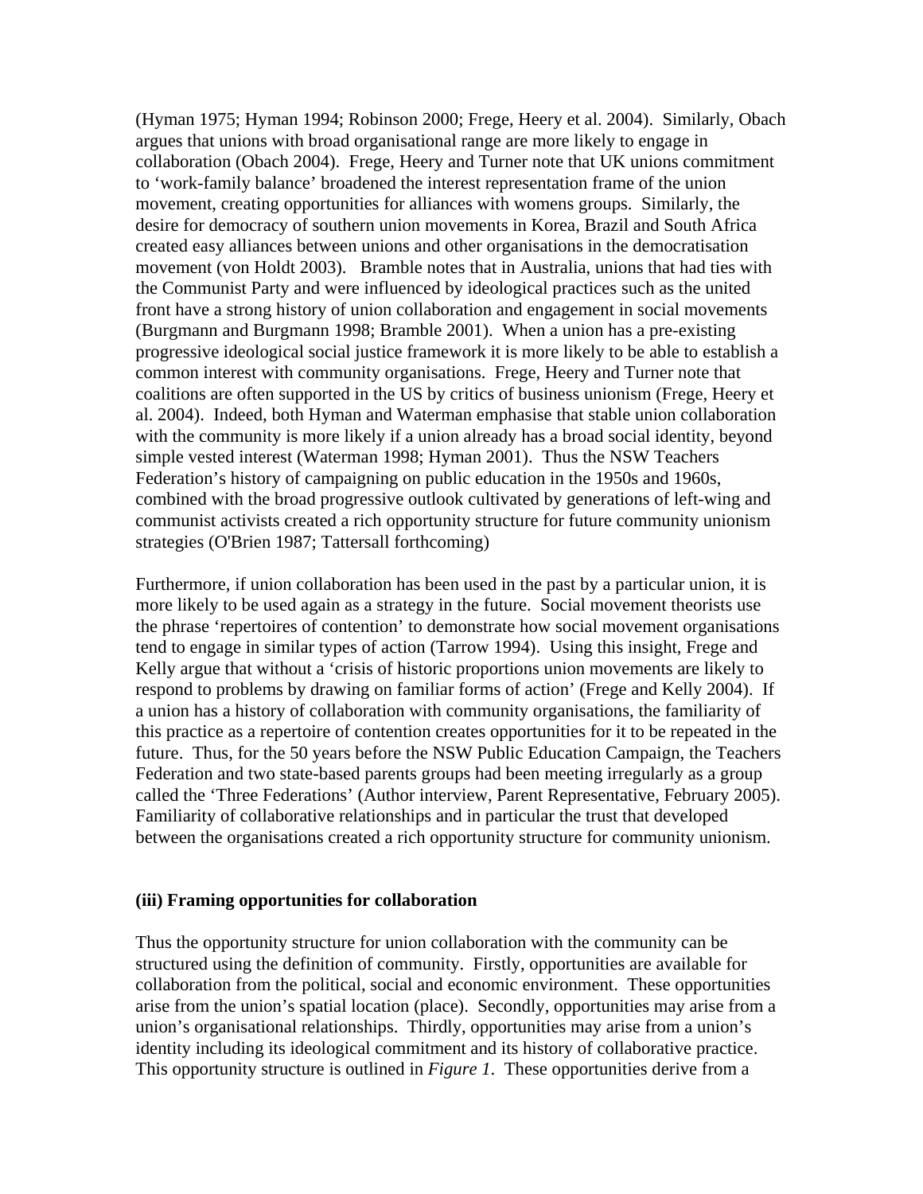(Hyman 1975; Hyman 1994; Robinson 2000; Frege, Heery et al. 2004). Similarly, Obach argues that unions with broad organisational range are more likely to engage in collaboration (Obach 2004). Frege, Heery and Turner note that UK unions commitment to 'work-family balance' broadened the interest representation frame of the union movement, creating opportunities for alliances with womens groups. Similarly, the desire for democracy of southern union movements in Korea, Brazil and South Africa created easy alliances between unions and other organisations in the democratisation movement (von Holdt 2003). Bramble notes that in Australia, unions that had ties with the Communist Party and were influenced by ideological practices such as the united front have a strong history of union collaboration and engagement in social movements (Burgmann and Burgmann 1998; Bramble 2001). When a union has a pre-existing progressive ideological social justice framework it is more likely to be able to establish a common interest with community organisations. Frege, Heery and Turner note that coalitions are often supported in the US by critics of business unionism (Frege, Heery et al. 2004). Indeed, both Hyman and Waterman emphasise that stable union collaboration with the community is more likely if a union already has a broad social identity, beyond simple vested interest (Waterman 1998; Hyman 2001). Thus the NSW Teachers Federation's history of campaigning on public education in the 1950s and 1960s, combined with the broad progressive outlook cultivated by generations of left-wing and communist activists created a rich opportunity structure for future community unionism strategies (O'Brien 1987; Tattersall forthcoming)

Furthermore, if union collaboration has been used in the past by a particular union, it is more likely to be used again as a strategy in the future. Social movement theorists use the phrase 'repertoires of contention' to demonstrate how social movement organisations tend to engage in similar types of action (Tarrow 1994). Using this insight, Frege and Kelly argue that without a 'crisis of historic proportions union movements are likely to respond to problems by drawing on familiar forms of action' (Frege and Kelly 2004). If a union has a history of collaboration with community organisations, the familiarity of this practice as a repertoire of contention creates opportunities for it to be repeated in the future. Thus, for the 50 years before the NSW Public Education Campaign, the Teachers Federation and two state-based parents groups had been meeting irregularly as a group called the 'Three Federations' (Author interview, Parent Representative, February 2005). Familiarity of collaborative relationships and in particular the trust that developed between the organisations created a rich opportunity structure for community unionism.

### (iii) Framing opportunities for collaboration

Thus the opportunity structure for union collaboration with the community can be structured using the definition of community. Firstly, opportunities are available for collaboration from the political, social and economic environment. These opportunities arise from the union's spatial location (place). Secondly, opportunities may arise from a union's organisational relationships. Thirdly, opportunities may arise from a union's identity including its ideological commitment and its history of collaborative practice. This opportunity structure is outlined in *Figure 1*. These opportunities derive from a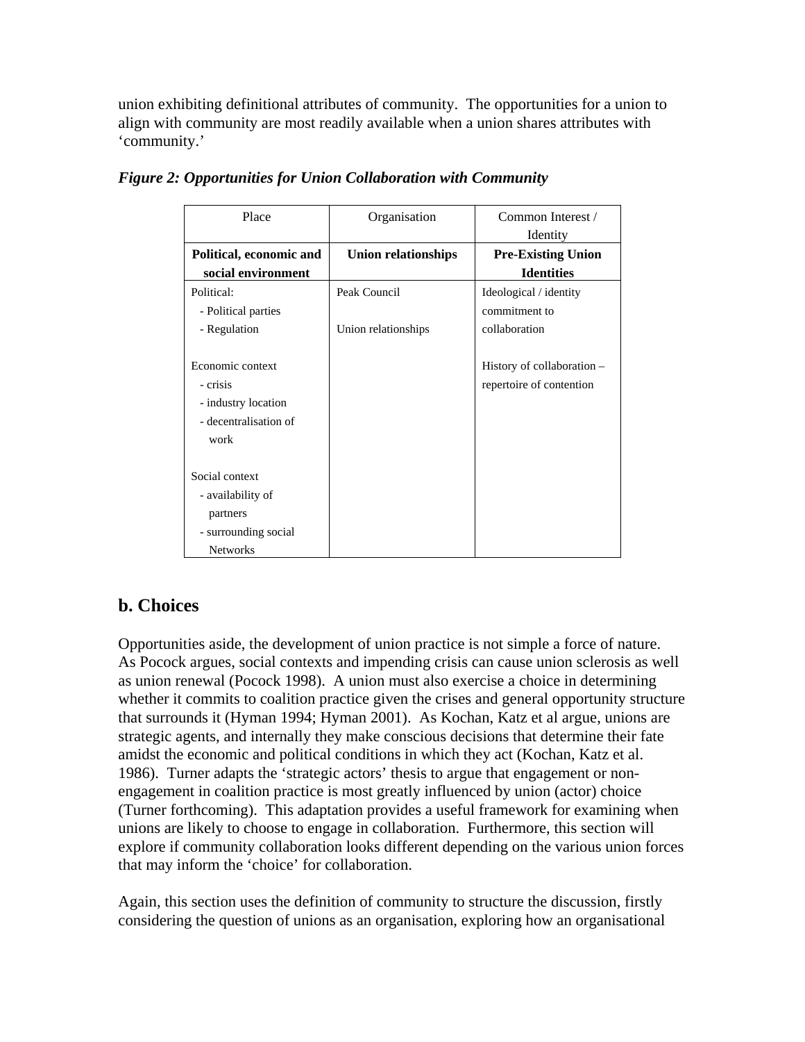union exhibiting definitional attributes of community. The opportunities for a union to align with community are most readily available when a union shares attributes with 'community.'

***Figure 2: Opportunities for Union Collaboration with Community***

| Place | Organisation | Common Interest / Identity |
|---|---|---|
| **Political, economic and social environment** | **Union relationships** | **Pre-Existing Union Identities** |
| Political:<br>- Political parties<br>- Regulation<br><br>Economic context<br>- crisis<br>- industry location<br>- decentralisation of work<br><br>Social context<br>- availability of partners<br>- surrounding social Networks | Peak Council<br><br>Union relationships | Ideological / identity commitment to collaboration<br><br>History of collaboration – repertoire of contention |

## b. Choices

Opportunities aside, the development of union practice is not simple a force of nature. As Pocock argues, social contexts and impending crisis can cause union sclerosis as well as union renewal (Pocock 1998). A union must also exercise a choice in determining whether it commits to coalition practice given the crises and general opportunity structure that surrounds it (Hyman 1994; Hyman 2001). As Kochan, Katz et al argue, unions are strategic agents, and internally they make conscious decisions that determine their fate amidst the economic and political conditions in which they act (Kochan, Katz et al. 1986). Turner adapts the 'strategic actors' thesis to argue that engagement or non-engagement in coalition practice is most greatly influenced by union (actor) choice (Turner forthcoming). This adaptation provides a useful framework for examining when unions are likely to choose to engage in collaboration. Furthermore, this section will explore if community collaboration looks different depending on the various union forces that may inform the 'choice' for collaboration.

Again, this section uses the definition of community to structure the discussion, firstly considering the question of unions as an organisation, exploring how an organisational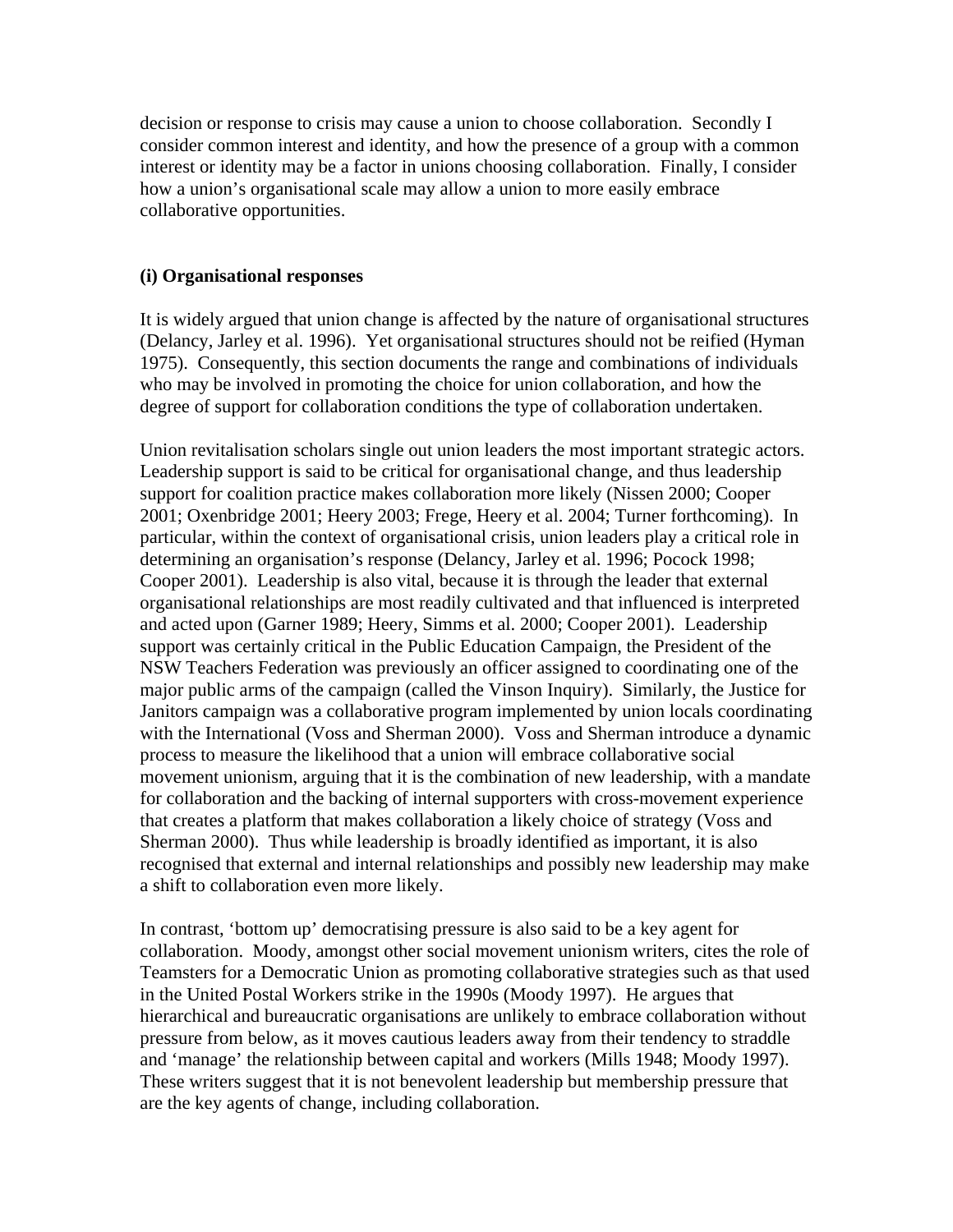decision or response to crisis may cause a union to choose collaboration. Secondly I consider common interest and identity, and how the presence of a group with a common interest or identity may be a factor in unions choosing collaboration. Finally, I consider how a union's organisational scale may allow a union to more easily embrace collaborative opportunities.

**(i) Organisational responses**

It is widely argued that union change is affected by the nature of organisational structures (Delancy, Jarley et al. 1996). Yet organisational structures should not be reified (Hyman 1975). Consequently, this section documents the range and combinations of individuals who may be involved in promoting the choice for union collaboration, and how the degree of support for collaboration conditions the type of collaboration undertaken.

Union revitalisation scholars single out union leaders the most important strategic actors. Leadership support is said to be critical for organisational change, and thus leadership support for coalition practice makes collaboration more likely (Nissen 2000; Cooper 2001; Oxenbridge 2001; Heery 2003; Frege, Heery et al. 2004; Turner forthcoming). In particular, within the context of organisational crisis, union leaders play a critical role in determining an organisation's response (Delancy, Jarley et al. 1996; Pocock 1998; Cooper 2001). Leadership is also vital, because it is through the leader that external organisational relationships are most readily cultivated and that influenced is interpreted and acted upon (Garner 1989; Heery, Simms et al. 2000; Cooper 2001). Leadership support was certainly critical in the Public Education Campaign, the President of the NSW Teachers Federation was previously an officer assigned to coordinating one of the major public arms of the campaign (called the Vinson Inquiry). Similarly, the Justice for Janitors campaign was a collaborative program implemented by union locals coordinating with the International (Voss and Sherman 2000). Voss and Sherman introduce a dynamic process to measure the likelihood that a union will embrace collaborative social movement unionism, arguing that it is the combination of new leadership, with a mandate for collaboration and the backing of internal supporters with cross-movement experience that creates a platform that makes collaboration a likely choice of strategy (Voss and Sherman 2000). Thus while leadership is broadly identified as important, it is also recognised that external and internal relationships and possibly new leadership may make a shift to collaboration even more likely.

In contrast, 'bottom up' democratising pressure is also said to be a key agent for collaboration. Moody, amongst other social movement unionism writers, cites the role of Teamsters for a Democratic Union as promoting collaborative strategies such as that used in the United Postal Workers strike in the 1990s (Moody 1997). He argues that hierarchical and bureaucratic organisations are unlikely to embrace collaboration without pressure from below, as it moves cautious leaders away from their tendency to straddle and 'manage' the relationship between capital and workers (Mills 1948; Moody 1997). These writers suggest that it is not benevolent leadership but membership pressure that are the key agents of change, including collaboration.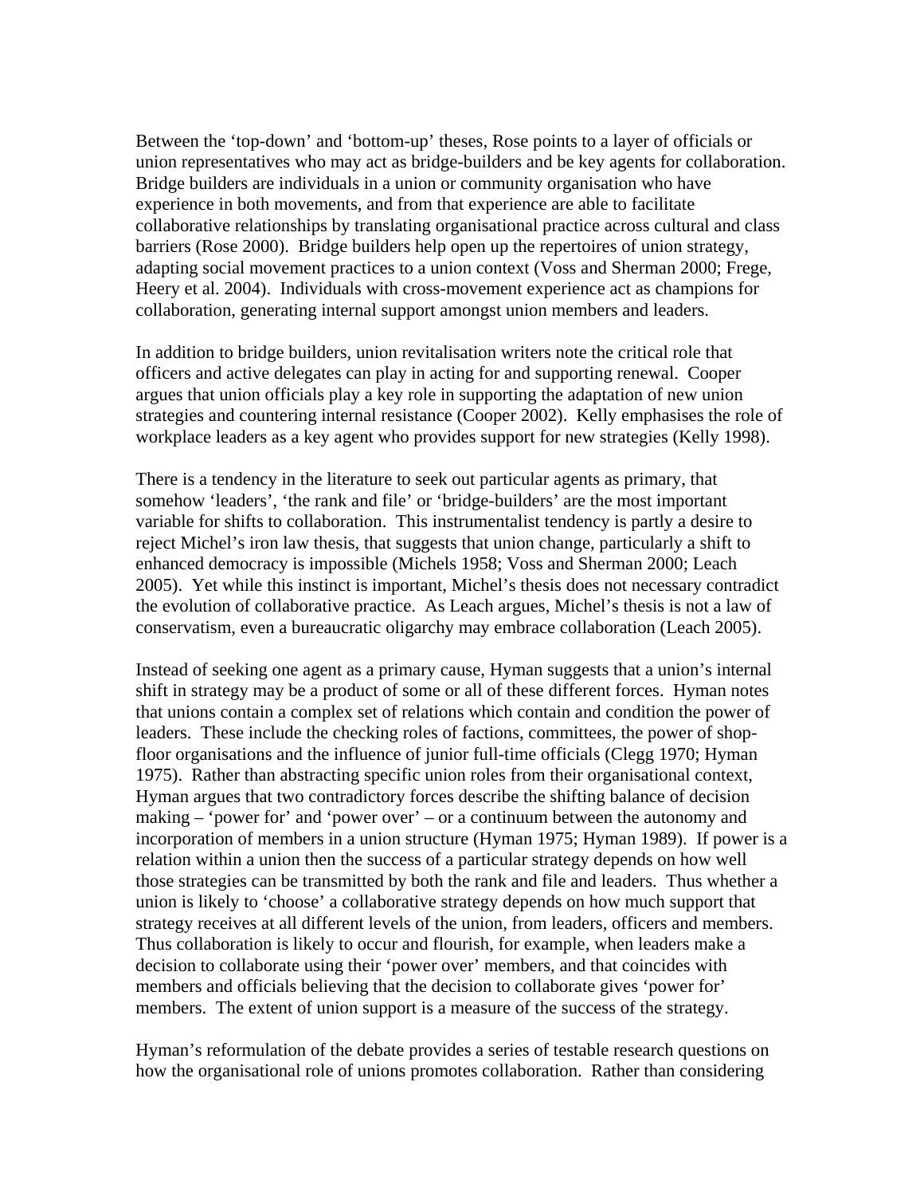Between the ‘top-down’ and ‘bottom-up’ theses, Rose points to a layer of officials or union representatives who may act as bridge-builders and be key agents for collaboration. Bridge builders are individuals in a union or community organisation who have experience in both movements, and from that experience are able to facilitate collaborative relationships by translating organisational practice across cultural and class barriers (Rose 2000). Bridge builders help open up the repertoires of union strategy, adapting social movement practices to a union context (Voss and Sherman 2000; Frege, Heery et al. 2004). Individuals with cross-movement experience act as champions for collaboration, generating internal support amongst union members and leaders.

In addition to bridge builders, union revitalisation writers note the critical role that officers and active delegates can play in acting for and supporting renewal. Cooper argues that union officials play a key role in supporting the adaptation of new union strategies and countering internal resistance (Cooper 2002). Kelly emphasises the role of workplace leaders as a key agent who provides support for new strategies (Kelly 1998).

There is a tendency in the literature to seek out particular agents as primary, that somehow ‘leaders’, ‘the rank and file’ or ‘bridge-builders’ are the most important variable for shifts to collaboration. This instrumentalist tendency is partly a desire to reject Michel’s iron law thesis, that suggests that union change, particularly a shift to enhanced democracy is impossible (Michels 1958; Voss and Sherman 2000; Leach 2005). Yet while this instinct is important, Michel’s thesis does not necessary contradict the evolution of collaborative practice. As Leach argues, Michel’s thesis is not a law of conservatism, even a bureaucratic oligarchy may embrace collaboration (Leach 2005).

Instead of seeking one agent as a primary cause, Hyman suggests that a union’s internal shift in strategy may be a product of some or all of these different forces. Hyman notes that unions contain a complex set of relations which contain and condition the power of leaders. These include the checking roles of factions, committees, the power of shop-floor organisations and the influence of junior full-time officials (Clegg 1970; Hyman 1975). Rather than abstracting specific union roles from their organisational context, Hyman argues that two contradictory forces describe the shifting balance of decision making – ‘power for’ and ‘power over’ – or a continuum between the autonomy and incorporation of members in a union structure (Hyman 1975; Hyman 1989). If power is a relation within a union then the success of a particular strategy depends on how well those strategies can be transmitted by both the rank and file and leaders. Thus whether a union is likely to ‘choose’ a collaborative strategy depends on how much support that strategy receives at all different levels of the union, from leaders, officers and members. Thus collaboration is likely to occur and flourish, for example, when leaders make a decision to collaborate using their ‘power over’ members, and that coincides with members and officials believing that the decision to collaborate gives ‘power for’ members. The extent of union support is a measure of the success of the strategy.

Hyman’s reformulation of the debate provides a series of testable research questions on how the organisational role of unions promotes collaboration. Rather than considering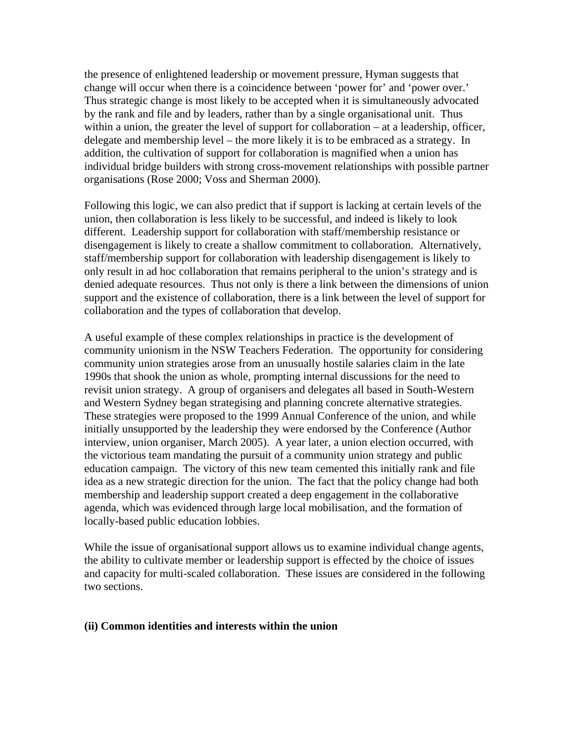the presence of enlightened leadership or movement pressure, Hyman suggests that change will occur when there is a coincidence between 'power for' and 'power over.' Thus strategic change is most likely to be accepted when it is simultaneously advocated by the rank and file and by leaders, rather than by a single organisational unit. Thus within a union, the greater the level of support for collaboration – at a leadership, officer, delegate and membership level – the more likely it is to be embraced as a strategy. In addition, the cultivation of support for collaboration is magnified when a union has individual bridge builders with strong cross-movement relationships with possible partner organisations (Rose 2000; Voss and Sherman 2000).

Following this logic, we can also predict that if support is lacking at certain levels of the union, then collaboration is less likely to be successful, and indeed is likely to look different. Leadership support for collaboration with staff/membership resistance or disengagement is likely to create a shallow commitment to collaboration. Alternatively, staff/membership support for collaboration with leadership disengagement is likely to only result in ad hoc collaboration that remains peripheral to the union's strategy and is denied adequate resources. Thus not only is there a link between the dimensions of union support and the existence of collaboration, there is a link between the level of support for collaboration and the types of collaboration that develop.

A useful example of these complex relationships in practice is the development of community unionism in the NSW Teachers Federation. The opportunity for considering community union strategies arose from an unusually hostile salaries claim in the late 1990s that shook the union as whole, prompting internal discussions for the need to revisit union strategy. A group of organisers and delegates all based in South-Western and Western Sydney began strategising and planning concrete alternative strategies. These strategies were proposed to the 1999 Annual Conference of the union, and while initially unsupported by the leadership they were endorsed by the Conference (Author interview, union organiser, March 2005). A year later, a union election occurred, with the victorious team mandating the pursuit of a community union strategy and public education campaign. The victory of this new team cemented this initially rank and file idea as a new strategic direction for the union. The fact that the policy change had both membership and leadership support created a deep engagement in the collaborative agenda, which was evidenced through large local mobilisation, and the formation of locally-based public education lobbies.

While the issue of organisational support allows us to examine individual change agents, the ability to cultivate member or leadership support is effected by the choice of issues and capacity for multi-scaled collaboration. These issues are considered in the following two sections.

**(ii) Common identities and interests within the union**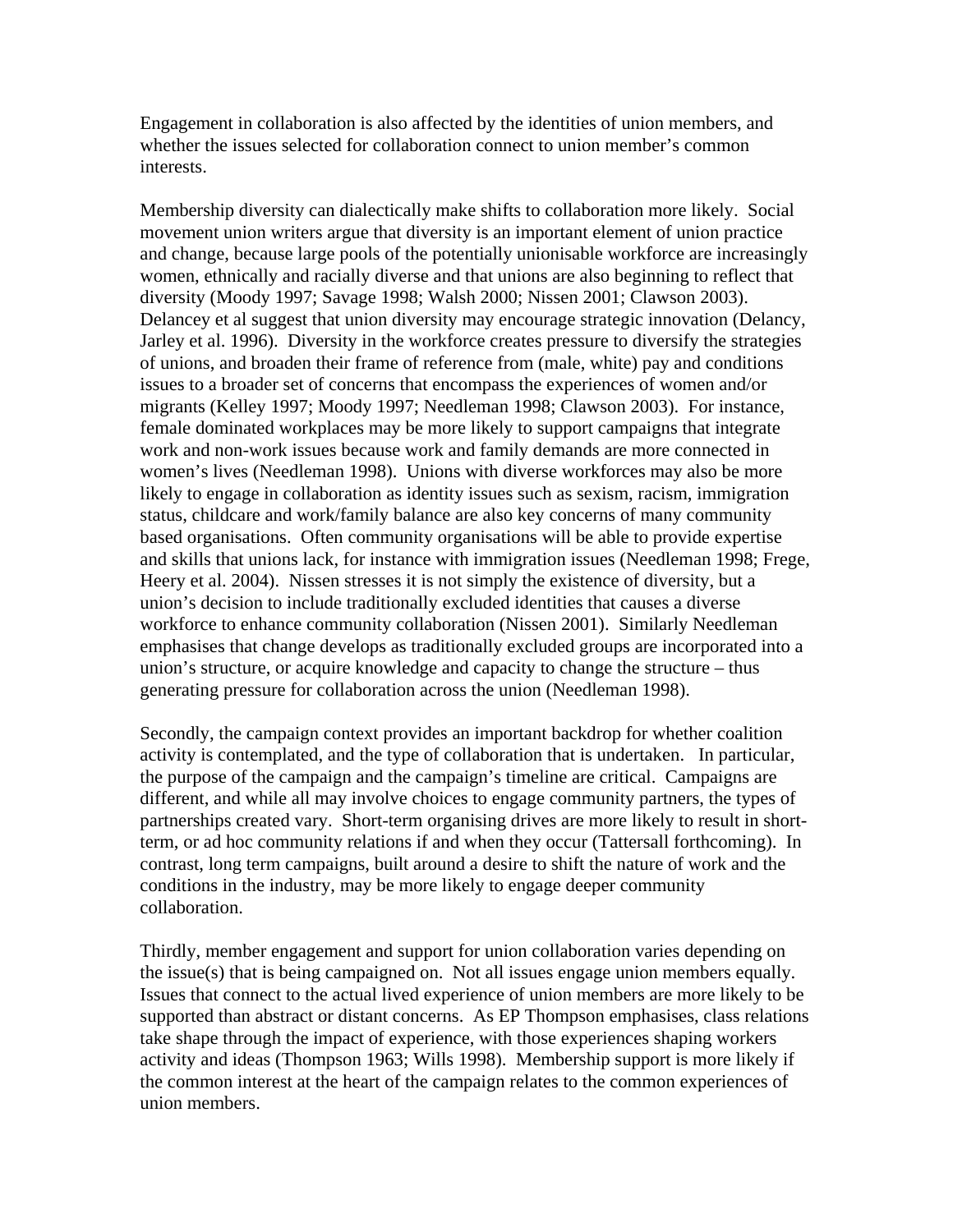Engagement in collaboration is also affected by the identities of union members, and whether the issues selected for collaboration connect to union member's common interests.

Membership diversity can dialectically make shifts to collaboration more likely. Social movement union writers argue that diversity is an important element of union practice and change, because large pools of the potentially unionisable workforce are increasingly women, ethnically and racially diverse and that unions are also beginning to reflect that diversity (Moody 1997; Savage 1998; Walsh 2000; Nissen 2001; Clawson 2003). Delancey et al suggest that union diversity may encourage strategic innovation (Delancy, Jarley et al. 1996). Diversity in the workforce creates pressure to diversify the strategies of unions, and broaden their frame of reference from (male, white) pay and conditions issues to a broader set of concerns that encompass the experiences of women and/or migrants (Kelley 1997; Moody 1997; Needleman 1998; Clawson 2003). For instance, female dominated workplaces may be more likely to support campaigns that integrate work and non-work issues because work and family demands are more connected in women's lives (Needleman 1998). Unions with diverse workforces may also be more likely to engage in collaboration as identity issues such as sexism, racism, immigration status, childcare and work/family balance are also key concerns of many community based organisations. Often community organisations will be able to provide expertise and skills that unions lack, for instance with immigration issues (Needleman 1998; Frege, Heery et al. 2004). Nissen stresses it is not simply the existence of diversity, but a union's decision to include traditionally excluded identities that causes a diverse workforce to enhance community collaboration (Nissen 2001). Similarly Needleman emphasises that change develops as traditionally excluded groups are incorporated into a union's structure, or acquire knowledge and capacity to change the structure – thus generating pressure for collaboration across the union (Needleman 1998).

Secondly, the campaign context provides an important backdrop for whether coalition activity is contemplated, and the type of collaboration that is undertaken. In particular, the purpose of the campaign and the campaign's timeline are critical. Campaigns are different, and while all may involve choices to engage community partners, the types of partnerships created vary. Short-term organising drives are more likely to result in short-term, or ad hoc community relations if and when they occur (Tattersall forthcoming). In contrast, long term campaigns, built around a desire to shift the nature of work and the conditions in the industry, may be more likely to engage deeper community collaboration.

Thirdly, member engagement and support for union collaboration varies depending on the issue(s) that is being campaigned on. Not all issues engage union members equally. Issues that connect to the actual lived experience of union members are more likely to be supported than abstract or distant concerns. As EP Thompson emphasises, class relations take shape through the impact of experience, with those experiences shaping workers activity and ideas (Thompson 1963; Wills 1998). Membership support is more likely if the common interest at the heart of the campaign relates to the common experiences of union members.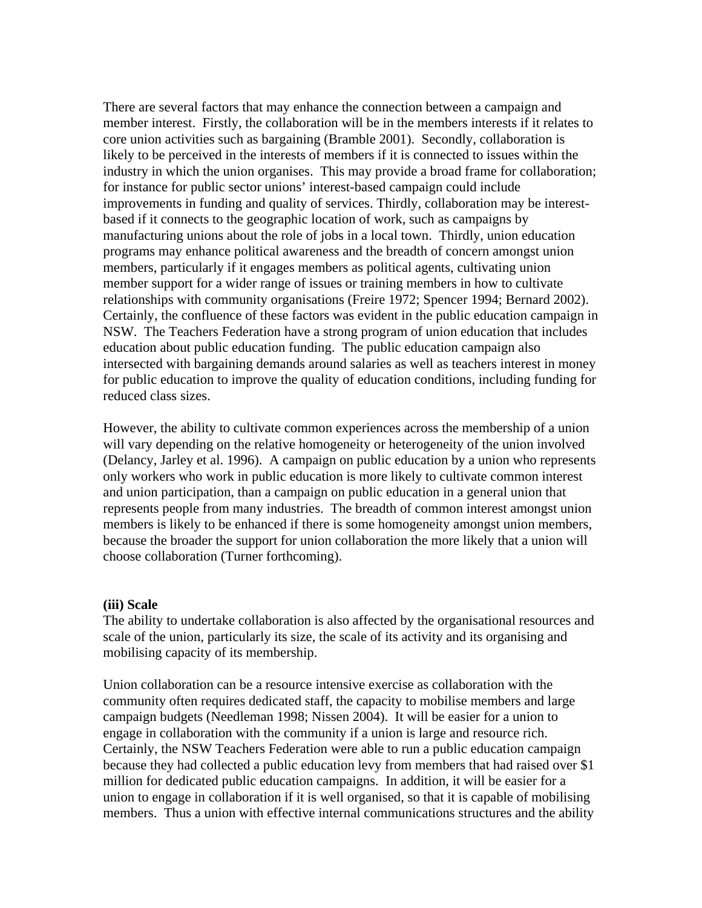There are several factors that may enhance the connection between a campaign and member interest. Firstly, the collaboration will be in the members interests if it relates to core union activities such as bargaining (Bramble 2001). Secondly, collaboration is likely to be perceived in the interests of members if it is connected to issues within the industry in which the union organises. This may provide a broad frame for collaboration; for instance for public sector unions' interest-based campaign could include improvements in funding and quality of services. Thirdly, collaboration may be interest-based if it connects to the geographic location of work, such as campaigns by manufacturing unions about the role of jobs in a local town. Thirdly, union education programs may enhance political awareness and the breadth of concern amongst union members, particularly if it engages members as political agents, cultivating union member support for a wider range of issues or training members in how to cultivate relationships with community organisations (Freire 1972; Spencer 1994; Bernard 2002). Certainly, the confluence of these factors was evident in the public education campaign in NSW. The Teachers Federation have a strong program of union education that includes education about public education funding. The public education campaign also intersected with bargaining demands around salaries as well as teachers interest in money for public education to improve the quality of education conditions, including funding for reduced class sizes.

However, the ability to cultivate common experiences across the membership of a union will vary depending on the relative homogeneity or heterogeneity of the union involved (Delancy, Jarley et al. 1996). A campaign on public education by a union who represents only workers who work in public education is more likely to cultivate common interest and union participation, than a campaign on public education in a general union that represents people from many industries. The breadth of common interest amongst union members is likely to be enhanced if there is some homogeneity amongst union members, because the broader the support for union collaboration the more likely that a union will choose collaboration (Turner forthcoming).

**(iii) Scale**

The ability to undertake collaboration is also affected by the organisational resources and scale of the union, particularly its size, the scale of its activity and its organising and mobilising capacity of its membership.

Union collaboration can be a resource intensive exercise as collaboration with the community often requires dedicated staff, the capacity to mobilise members and large campaign budgets (Needleman 1998; Nissen 2004). It will be easier for a union to engage in collaboration with the community if a union is large and resource rich. Certainly, the NSW Teachers Federation were able to run a public education campaign because they had collected a public education levy from members that had raised over $1 million for dedicated public education campaigns. In addition, it will be easier for a union to engage in collaboration if it is well organised, so that it is capable of mobilising members. Thus a union with effective internal communications structures and the ability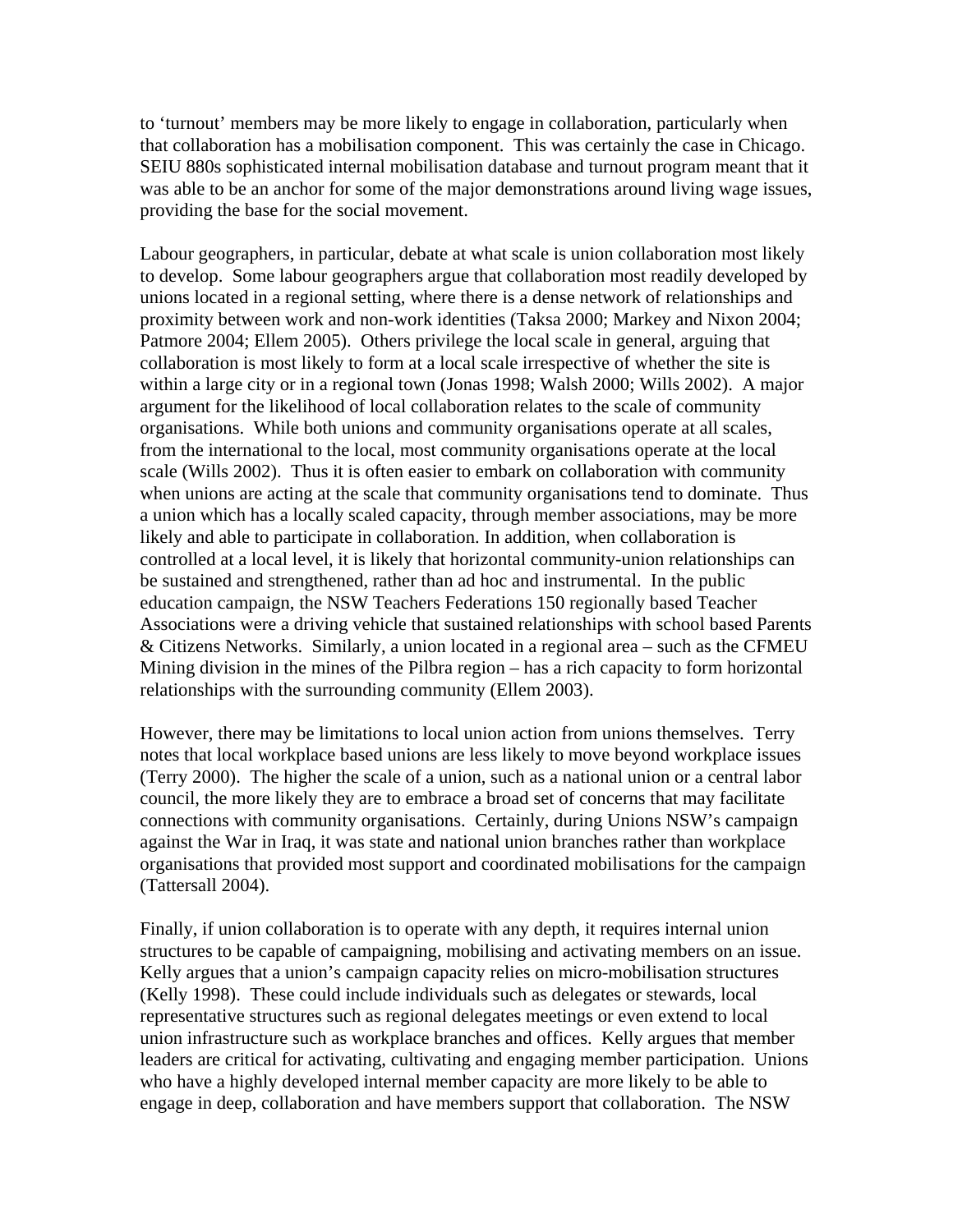to 'turnout' members may be more likely to engage in collaboration, particularly when that collaboration has a mobilisation component. This was certainly the case in Chicago. SEIU 880s sophisticated internal mobilisation database and turnout program meant that it was able to be an anchor for some of the major demonstrations around living wage issues, providing the base for the social movement.

Labour geographers, in particular, debate at what scale is union collaboration most likely to develop. Some labour geographers argue that collaboration most readily developed by unions located in a regional setting, where there is a dense network of relationships and proximity between work and non-work identities (Taksa 2000; Markey and Nixon 2004; Patmore 2004; Ellem 2005). Others privilege the local scale in general, arguing that collaboration is most likely to form at a local scale irrespective of whether the site is within a large city or in a regional town (Jonas 1998; Walsh 2000; Wills 2002). A major argument for the likelihood of local collaboration relates to the scale of community organisations. While both unions and community organisations operate at all scales, from the international to the local, most community organisations operate at the local scale (Wills 2002). Thus it is often easier to embark on collaboration with community when unions are acting at the scale that community organisations tend to dominate. Thus a union which has a locally scaled capacity, through member associations, may be more likely and able to participate in collaboration. In addition, when collaboration is controlled at a local level, it is likely that horizontal community-union relationships can be sustained and strengthened, rather than ad hoc and instrumental. In the public education campaign, the NSW Teachers Federations 150 regionally based Teacher Associations were a driving vehicle that sustained relationships with school based Parents & Citizens Networks. Similarly, a union located in a regional area – such as the CFMEU Mining division in the mines of the Pilbra region – has a rich capacity to form horizontal relationships with the surrounding community (Ellem 2003).

However, there may be limitations to local union action from unions themselves. Terry notes that local workplace based unions are less likely to move beyond workplace issues (Terry 2000). The higher the scale of a union, such as a national union or a central labor council, the more likely they are to embrace a broad set of concerns that may facilitate connections with community organisations. Certainly, during Unions NSW's campaign against the War in Iraq, it was state and national union branches rather than workplace organisations that provided most support and coordinated mobilisations for the campaign (Tattersall 2004).

Finally, if union collaboration is to operate with any depth, it requires internal union structures to be capable of campaigning, mobilising and activating members on an issue. Kelly argues that a union's campaign capacity relies on micro-mobilisation structures (Kelly 1998). These could include individuals such as delegates or stewards, local representative structures such as regional delegates meetings or even extend to local union infrastructure such as workplace branches and offices. Kelly argues that member leaders are critical for activating, cultivating and engaging member participation. Unions who have a highly developed internal member capacity are more likely to be able to engage in deep, collaboration and have members support that collaboration. The NSW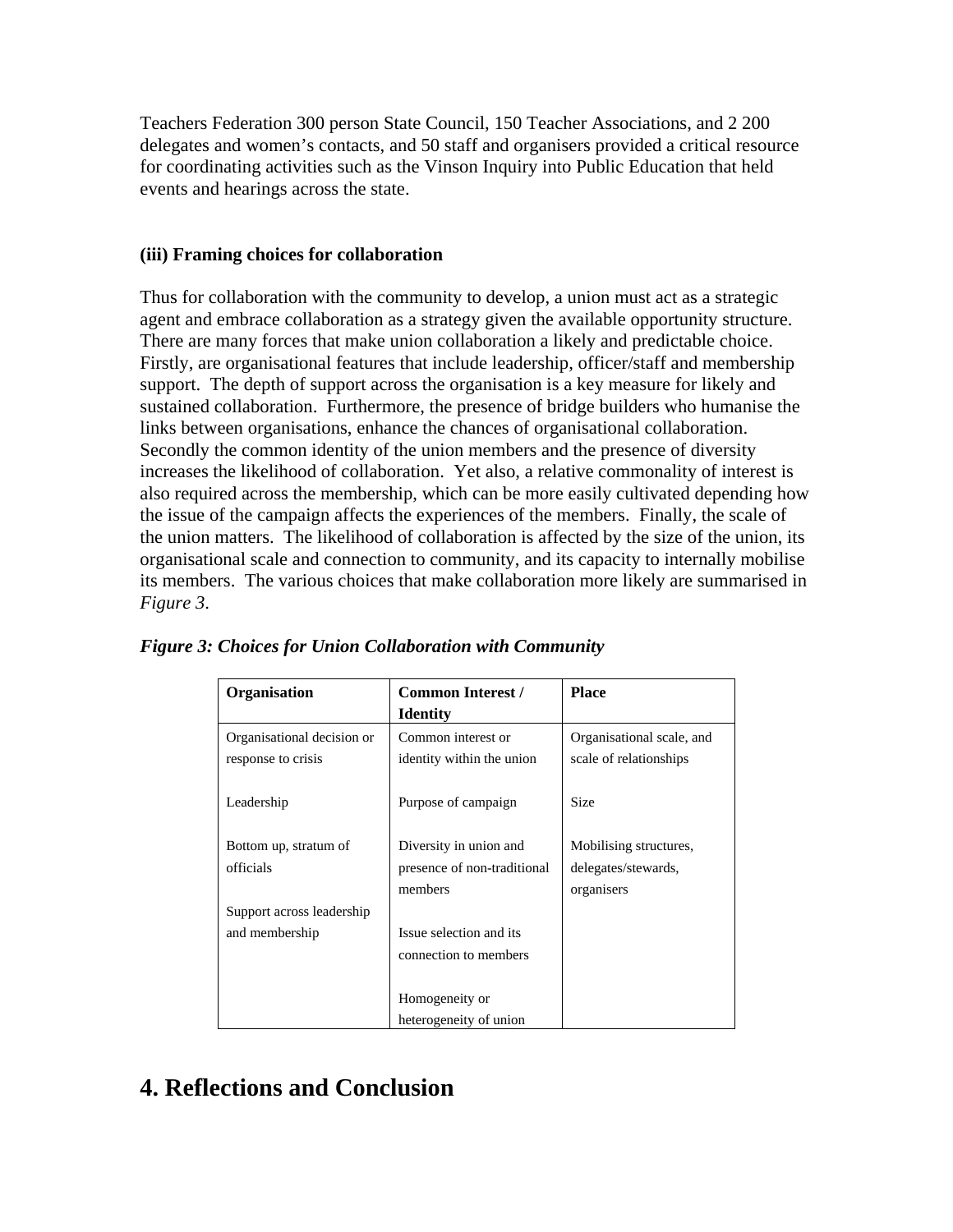Teachers Federation 300 person State Council, 150 Teacher Associations, and 2 200 delegates and women's contacts, and 50 staff and organisers provided a critical resource for coordinating activities such as the Vinson Inquiry into Public Education that held events and hearings across the state.

### (iii) Framing choices for collaboration

Thus for collaboration with the community to develop, a union must act as a strategic agent and embrace collaboration as a strategy given the available opportunity structure. There are many forces that make union collaboration a likely and predictable choice. Firstly, are organisational features that include leadership, officer/staff and membership support. The depth of support across the organisation is a key measure for likely and sustained collaboration. Furthermore, the presence of bridge builders who humanise the links between organisations, enhance the chances of organisational collaboration. Secondly the common identity of the union members and the presence of diversity increases the likelihood of collaboration. Yet also, a relative commonality of interest is also required across the membership, which can be more easily cultivated depending how the issue of the campaign affects the experiences of the members. Finally, the scale of the union matters. The likelihood of collaboration is affected by the size of the union, its organisational scale and connection to community, and its capacity to internally mobilise its members. The various choices that make collaboration more likely are summarised in *Figure 3*.

***Figure 3: Choices for Union Collaboration with Community***

| Organisation | Common Interest / Identity | Place |
|---|---|---|
| Organisational decision or response to crisis | Common interest or identity within the union | Organisational scale, and scale of relationships |
| Leadership | Purpose of campaign | Size |
| Bottom up, stratum of officials | Diversity in union and presence of non-traditional members | Mobilising structures, delegates/stewards, organisers |
| Support across leadership and membership | Issue selection and its connection to members | |
| | Homogeneity or heterogeneity of union | |

# 4. Reflections and Conclusion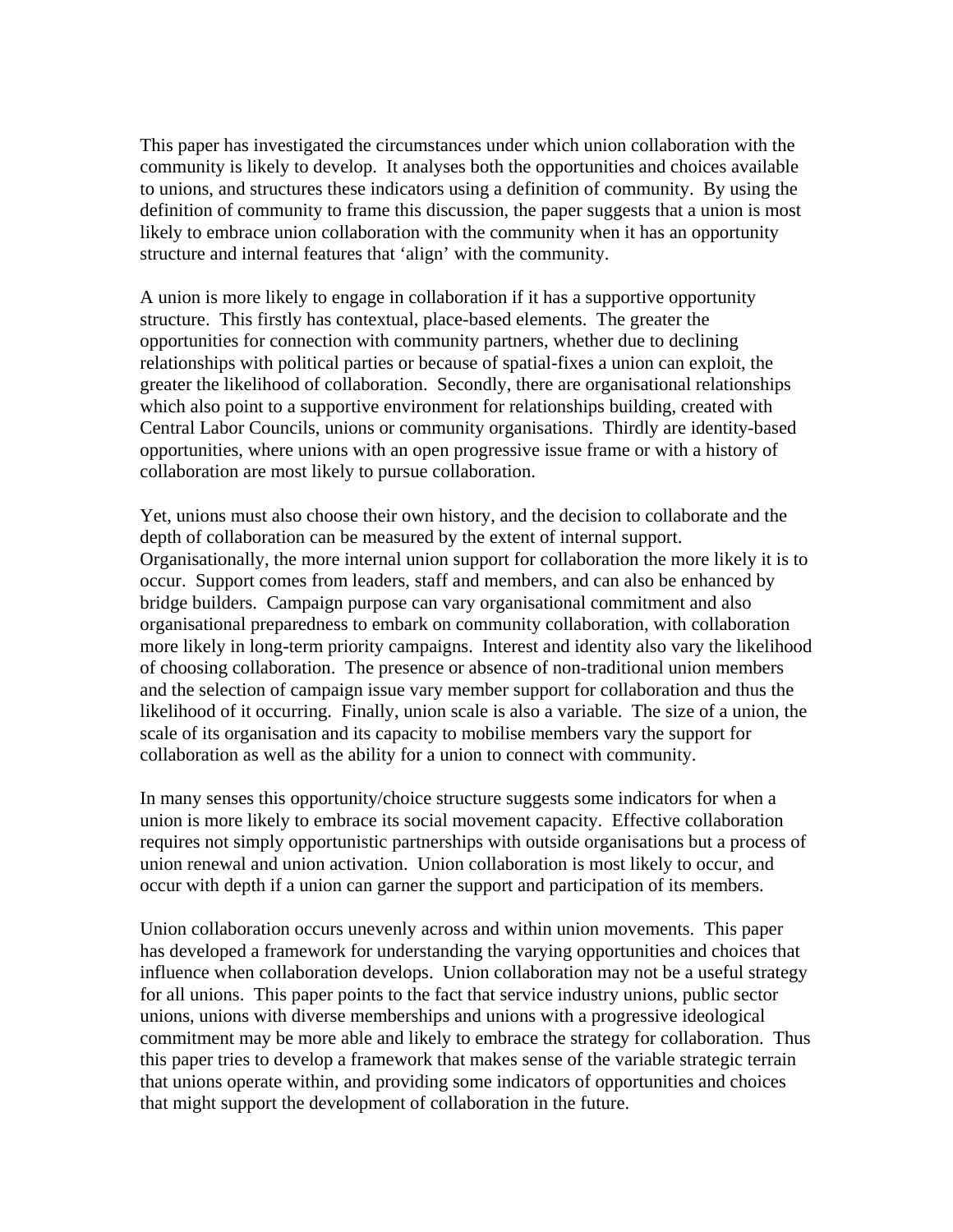This paper has investigated the circumstances under which union collaboration with the community is likely to develop. It analyses both the opportunities and choices available to unions, and structures these indicators using a definition of community. By using the definition of community to frame this discussion, the paper suggests that a union is most likely to embrace union collaboration with the community when it has an opportunity structure and internal features that 'align' with the community.

A union is more likely to engage in collaboration if it has a supportive opportunity structure. This firstly has contextual, place-based elements. The greater the opportunities for connection with community partners, whether due to declining relationships with political parties or because of spatial-fixes a union can exploit, the greater the likelihood of collaboration. Secondly, there are organisational relationships which also point to a supportive environment for relationships building, created with Central Labor Councils, unions or community organisations. Thirdly are identity-based opportunities, where unions with an open progressive issue frame or with a history of collaboration are most likely to pursue collaboration.

Yet, unions must also choose their own history, and the decision to collaborate and the depth of collaboration can be measured by the extent of internal support. Organisationally, the more internal union support for collaboration the more likely it is to occur. Support comes from leaders, staff and members, and can also be enhanced by bridge builders. Campaign purpose can vary organisational commitment and also organisational preparedness to embark on community collaboration, with collaboration more likely in long-term priority campaigns. Interest and identity also vary the likelihood of choosing collaboration. The presence or absence of non-traditional union members and the selection of campaign issue vary member support for collaboration and thus the likelihood of it occurring. Finally, union scale is also a variable. The size of a union, the scale of its organisation and its capacity to mobilise members vary the support for collaboration as well as the ability for a union to connect with community.

In many senses this opportunity/choice structure suggests some indicators for when a union is more likely to embrace its social movement capacity. Effective collaboration requires not simply opportunistic partnerships with outside organisations but a process of union renewal and union activation. Union collaboration is most likely to occur, and occur with depth if a union can garner the support and participation of its members.

Union collaboration occurs unevenly across and within union movements. This paper has developed a framework for understanding the varying opportunities and choices that influence when collaboration develops. Union collaboration may not be a useful strategy for all unions. This paper points to the fact that service industry unions, public sector unions, unions with diverse memberships and unions with a progressive ideological commitment may be more able and likely to embrace the strategy for collaboration. Thus this paper tries to develop a framework that makes sense of the variable strategic terrain that unions operate within, and providing some indicators of opportunities and choices that might support the development of collaboration in the future.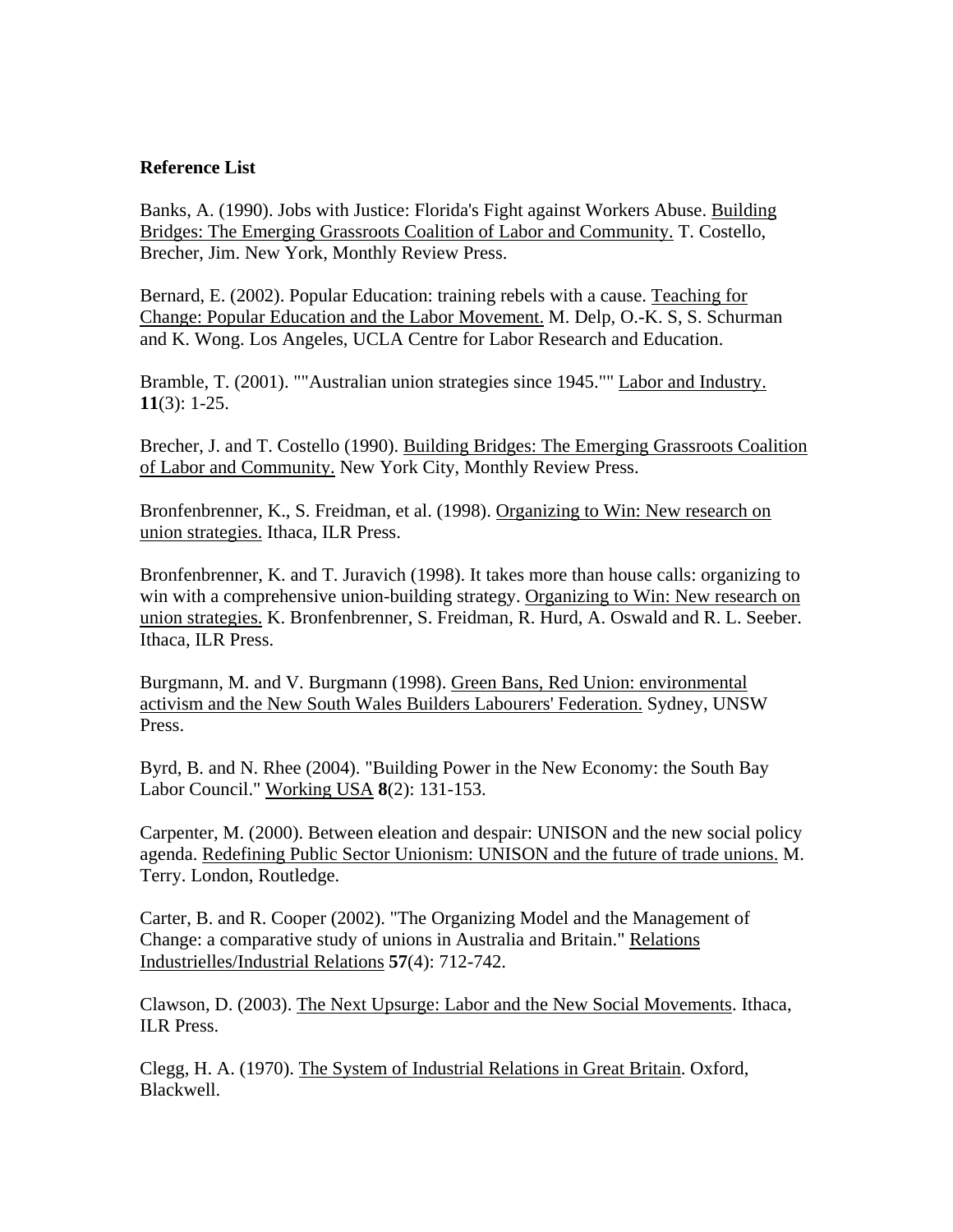**Reference List**

Banks, A. (1990). Jobs with Justice: Florida's Fight against Workers Abuse. Building Bridges: The Emerging Grassroots Coalition of Labor and Community. T. Costello, Brecher, Jim. New York, Monthly Review Press.

Bernard, E. (2002). Popular Education: training rebels with a cause. Teaching for Change: Popular Education and the Labor Movement. M. Delp, O.-K. S, S. Schurman and K. Wong. Los Angeles, UCLA Centre for Labor Research and Education.

Bramble, T. (2001). ""Australian union strategies since 1945."" Labor and Industry. **11**(3): 1-25.

Brecher, J. and T. Costello (1990). Building Bridges: The Emerging Grassroots Coalition of Labor and Community. New York City, Monthly Review Press.

Bronfenbrenner, K., S. Freidman, et al. (1998). Organizing to Win: New research on union strategies. Ithaca, ILR Press.

Bronfenbrenner, K. and T. Juravich (1998). It takes more than house calls: organizing to win with a comprehensive union-building strategy. Organizing to Win: New research on union strategies. K. Bronfenbrenner, S. Freidman, R. Hurd, A. Oswald and R. L. Seeber. Ithaca, ILR Press.

Burgmann, M. and V. Burgmann (1998). Green Bans, Red Union: environmental activism and the New South Wales Builders Labourers' Federation. Sydney, UNSW Press.

Byrd, B. and N. Rhee (2004). "Building Power in the New Economy: the South Bay Labor Council." Working USA **8**(2): 131-153.

Carpenter, M. (2000). Between eleation and despair: UNISON and the new social policy agenda. Redefining Public Sector Unionism: UNISON and the future of trade unions. M. Terry. London, Routledge.

Carter, B. and R. Cooper (2002). "The Organizing Model and the Management of Change: a comparative study of unions in Australia and Britain." Relations Industrielles/Industrial Relations **57**(4): 712-742.

Clawson, D. (2003). The Next Upsurge: Labor and the New Social Movements. Ithaca, ILR Press.

Clegg, H. A. (1970). The System of Industrial Relations in Great Britain. Oxford, Blackwell.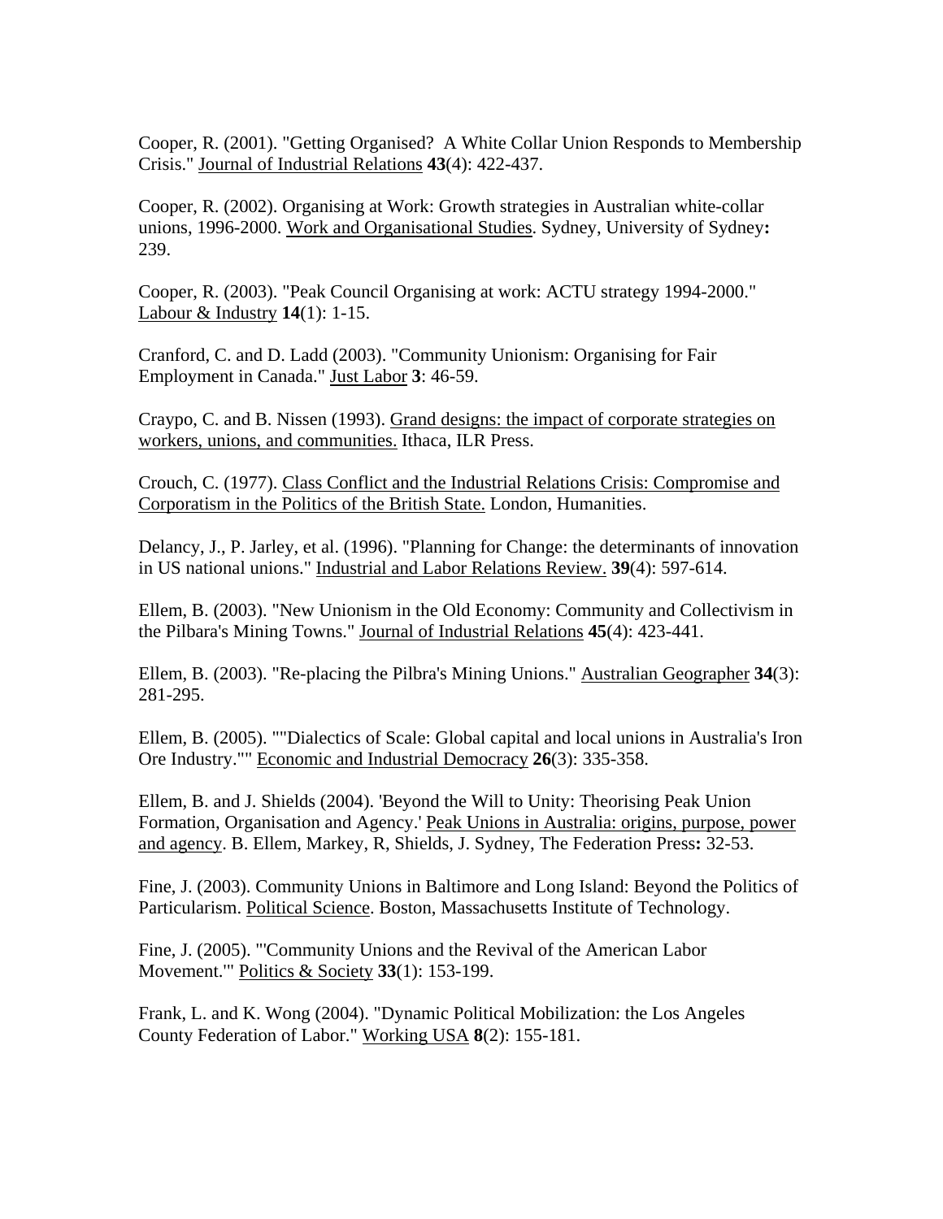Cooper, R. (2001). "Getting Organised?  A White Collar Union Responds to Membership Crisis." Journal of Industrial Relations **43**(4): 422-437.

Cooper, R. (2002). Organising at Work: Growth strategies in Australian white-collar unions, 1996-2000. Work and Organisational Studies. Sydney, University of Sydney**:** 239.

Cooper, R. (2003). "Peak Council Organising at work: ACTU strategy 1994-2000." Labour & Industry **14**(1): 1-15.

Cranford, C. and D. Ladd (2003). "Community Unionism: Organising for Fair Employment in Canada." Just Labor **3**: 46-59.

Craypo, C. and B. Nissen (1993). Grand designs: the impact of corporate strategies on workers, unions, and communities. Ithaca, ILR Press.

Crouch, C. (1977). Class Conflict and the Industrial Relations Crisis: Compromise and Corporatism in the Politics of the British State. London, Humanities.

Delancy, J., P. Jarley, et al. (1996). "Planning for Change: the determinants of innovation in US national unions." Industrial and Labor Relations Review. **39**(4): 597-614.

Ellem, B. (2003). "New Unionism in the Old Economy: Community and Collectivism in the Pilbara's Mining Towns." Journal of Industrial Relations **45**(4): 423-441.

Ellem, B. (2003). "Re-placing the Pilbra's Mining Unions." Australian Geographer **34**(3): 281-295.

Ellem, B. (2005). ""Dialectics of Scale: Global capital and local unions in Australia's Iron Ore Industry."" Economic and Industrial Democracy **26**(3): 335-358.

Ellem, B. and J. Shields (2004). 'Beyond the Will to Unity: Theorising Peak Union Formation, Organisation and Agency.' Peak Unions in Australia: origins, purpose, power and agency. B. Ellem, Markey, R, Shields, J. Sydney, The Federation Press**:** 32-53.

Fine, J. (2003). Community Unions in Baltimore and Long Island: Beyond the Politics of Particularism. Political Science. Boston, Massachusetts Institute of Technology.

Fine, J. (2005). "'Community Unions and the Revival of the American Labor Movement.'" Politics & Society **33**(1): 153-199.

Frank, L. and K. Wong (2004). "Dynamic Political Mobilization: the Los Angeles County Federation of Labor." Working USA **8**(2): 155-181.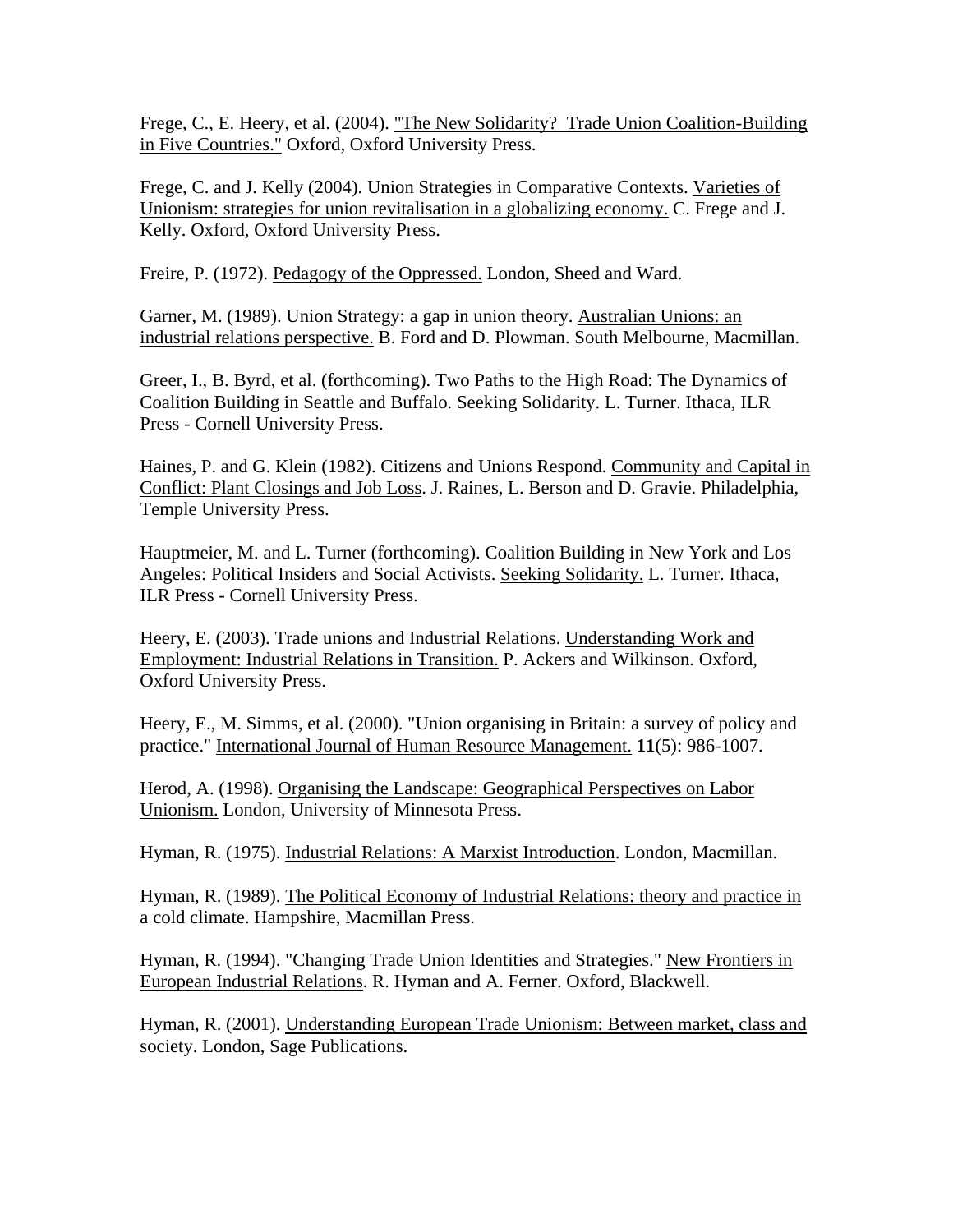Frege, C., E. Heery, et al. (2004). "The New Solidarity? Trade Union Coalition-Building in Five Countries." Oxford, Oxford University Press.

Frege, C. and J. Kelly (2004). Union Strategies in Comparative Contexts. Varieties of Unionism: strategies for union revitalisation in a globalizing economy. C. Frege and J. Kelly. Oxford, Oxford University Press.

Freire, P. (1972). Pedagogy of the Oppressed. London, Sheed and Ward.

Garner, M. (1989). Union Strategy: a gap in union theory. Australian Unions: an industrial relations perspective. B. Ford and D. Plowman. South Melbourne, Macmillan.

Greer, I., B. Byrd, et al. (forthcoming). Two Paths to the High Road: The Dynamics of Coalition Building in Seattle and Buffalo. Seeking Solidarity. L. Turner. Ithaca, ILR Press - Cornell University Press.

Haines, P. and G. Klein (1982). Citizens and Unions Respond. Community and Capital in Conflict: Plant Closings and Job Loss. J. Raines, L. Berson and D. Gravie. Philadelphia, Temple University Press.

Hauptmeier, M. and L. Turner (forthcoming). Coalition Building in New York and Los Angeles: Political Insiders and Social Activists. Seeking Solidarity. L. Turner. Ithaca, ILR Press - Cornell University Press.

Heery, E. (2003). Trade unions and Industrial Relations. Understanding Work and Employment: Industrial Relations in Transition. P. Ackers and Wilkinson. Oxford, Oxford University Press.

Heery, E., M. Simms, et al. (2000). "Union organising in Britain: a survey of policy and practice." International Journal of Human Resource Management. **11**(5): 986-1007.

Herod, A. (1998). Organising the Landscape: Geographical Perspectives on Labor Unionism. London, University of Minnesota Press.

Hyman, R. (1975). Industrial Relations: A Marxist Introduction. London, Macmillan.

Hyman, R. (1989). The Political Economy of Industrial Relations: theory and practice in a cold climate. Hampshire, Macmillan Press.

Hyman, R. (1994). "Changing Trade Union Identities and Strategies." New Frontiers in European Industrial Relations. R. Hyman and A. Ferner. Oxford, Blackwell.

Hyman, R. (2001). Understanding European Trade Unionism: Between market, class and society. London, Sage Publications.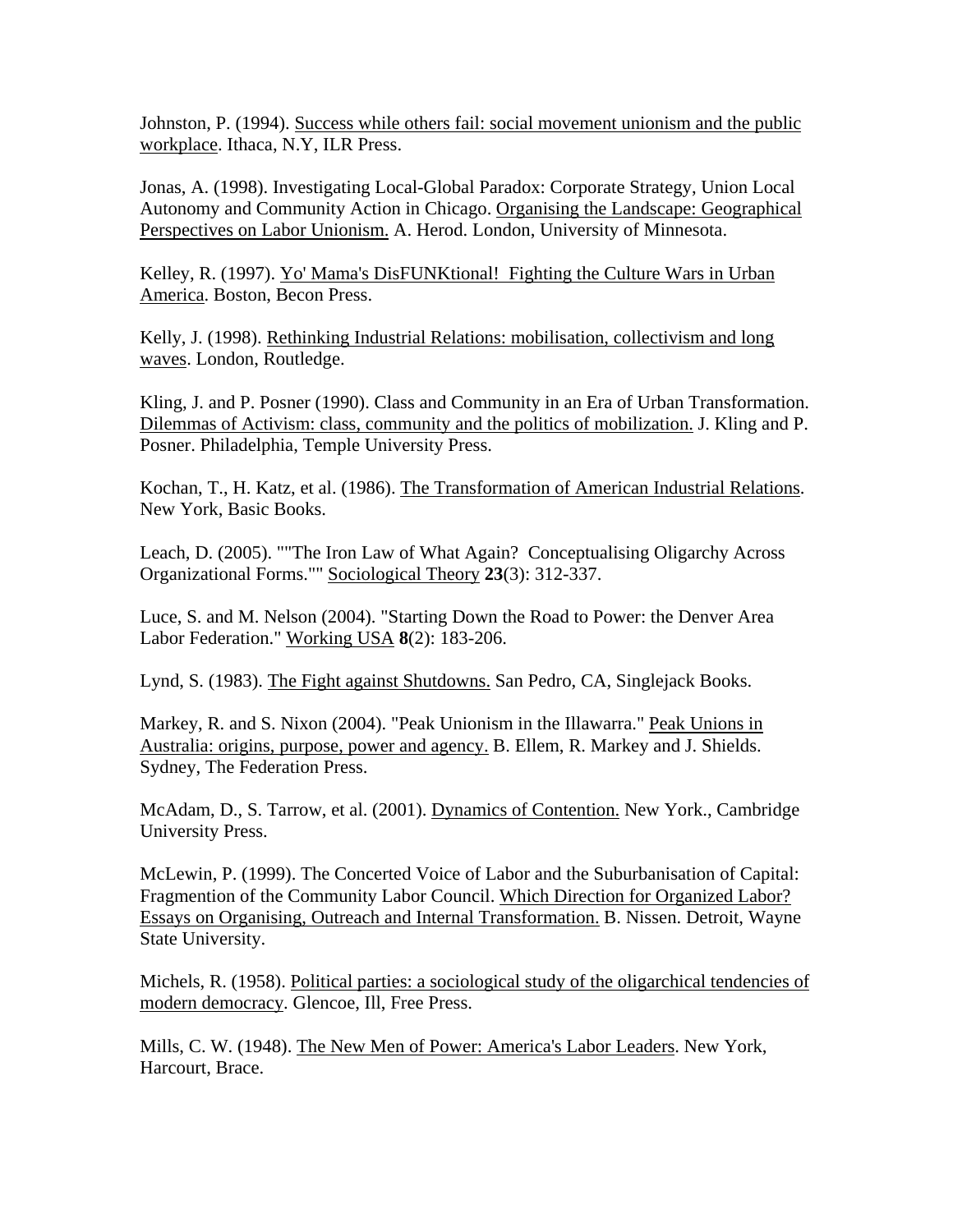Johnston, P. (1994). Success while others fail: social movement unionism and the public workplace. Ithaca, N.Y, ILR Press.

Jonas, A. (1998). Investigating Local-Global Paradox: Corporate Strategy, Union Local Autonomy and Community Action in Chicago. Organising the Landscape: Geographical Perspectives on Labor Unionism. A. Herod. London, University of Minnesota.

Kelley, R. (1997). Yo' Mama's DisFUNKtional! Fighting the Culture Wars in Urban America. Boston, Becon Press.

Kelly, J. (1998). Rethinking Industrial Relations: mobilisation, collectivism and long waves. London, Routledge.

Kling, J. and P. Posner (1990). Class and Community in an Era of Urban Transformation. Dilemmas of Activism: class, community and the politics of mobilization. J. Kling and P. Posner. Philadelphia, Temple University Press.

Kochan, T., H. Katz, et al. (1986). The Transformation of American Industrial Relations. New York, Basic Books.

Leach, D. (2005). ""The Iron Law of What Again? Conceptualising Oligarchy Across Organizational Forms."" Sociological Theory **23**(3): 312-337.

Luce, S. and M. Nelson (2004). "Starting Down the Road to Power: the Denver Area Labor Federation." Working USA **8**(2): 183-206.

Lynd, S. (1983). The Fight against Shutdowns. San Pedro, CA, Singlejack Books.

Markey, R. and S. Nixon (2004). "Peak Unionism in the Illawarra." Peak Unions in Australia: origins, purpose, power and agency. B. Ellem, R. Markey and J. Shields. Sydney, The Federation Press.

McAdam, D., S. Tarrow, et al. (2001). Dynamics of Contention. New York., Cambridge University Press.

McLewin, P. (1999). The Concerted Voice of Labor and the Suburbanisation of Capital: Fragmention of the Community Labor Council. Which Direction for Organized Labor? Essays on Organising, Outreach and Internal Transformation. B. Nissen. Detroit, Wayne State University.

Michels, R. (1958). Political parties: a sociological study of the oligarchical tendencies of modern democracy. Glencoe, Ill, Free Press.

Mills, C. W. (1948). The New Men of Power: America's Labor Leaders. New York, Harcourt, Brace.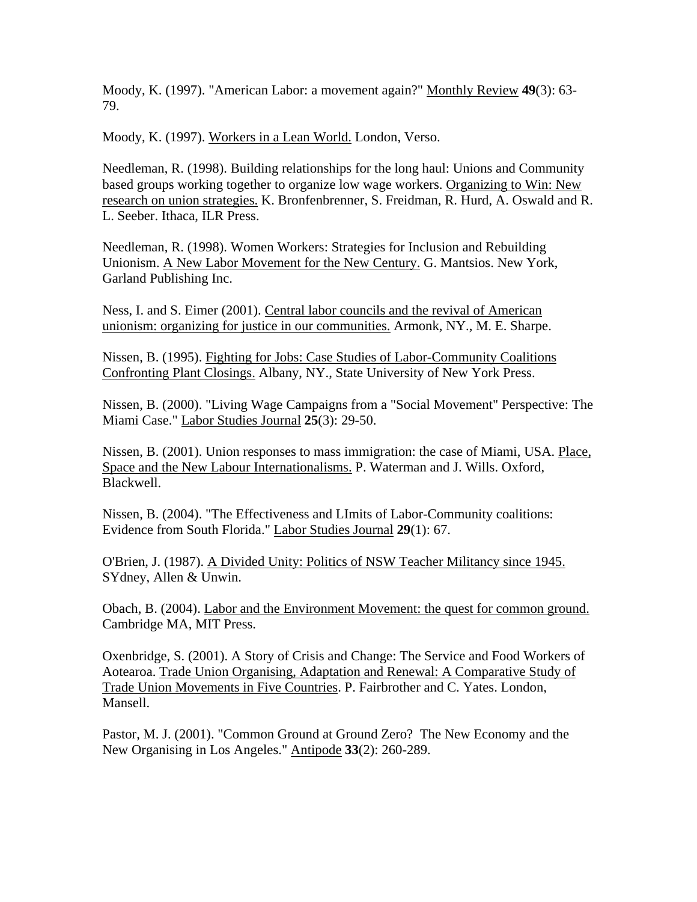Moody, K. (1997). "American Labor: a movement again?" Monthly Review **49**(3): 63-79.

Moody, K. (1997). Workers in a Lean World. London, Verso.

Needleman, R. (1998). Building relationships for the long haul: Unions and Community based groups working together to organize low wage workers. Organizing to Win: New research on union strategies. K. Bronfenbrenner, S. Freidman, R. Hurd, A. Oswald and R. L. Seeber. Ithaca, ILR Press.

Needleman, R. (1998). Women Workers: Strategies for Inclusion and Rebuilding Unionism. A New Labor Movement for the New Century. G. Mantsios. New York, Garland Publishing Inc.

Ness, I. and S. Eimer (2001). Central labor councils and the revival of American unionism: organizing for justice in our communities. Armonk, NY., M. E. Sharpe.

Nissen, B. (1995). Fighting for Jobs: Case Studies of Labor-Community Coalitions Confronting Plant Closings. Albany, NY., State University of New York Press.

Nissen, B. (2000). "Living Wage Campaigns from a "Social Movement" Perspective: The Miami Case." Labor Studies Journal **25**(3): 29-50.

Nissen, B. (2001). Union responses to mass immigration: the case of Miami, USA. Place, Space and the New Labour Internationalisms. P. Waterman and J. Wills. Oxford, Blackwell.

Nissen, B. (2004). "The Effectiveness and LImits of Labor-Community coalitions: Evidence from South Florida." Labor Studies Journal **29**(1): 67.

O'Brien, J. (1987). A Divided Unity: Politics of NSW Teacher Militancy since 1945. SYdney, Allen & Unwin.

Obach, B. (2004). Labor and the Environment Movement: the quest for common ground. Cambridge MA, MIT Press.

Oxenbridge, S. (2001). A Story of Crisis and Change: The Service and Food Workers of Aotearoa. Trade Union Organising, Adaptation and Renewal: A Comparative Study of Trade Union Movements in Five Countries. P. Fairbrother and C. Yates. London, Mansell.

Pastor, M. J. (2001). "Common Ground at Ground Zero? The New Economy and the New Organising in Los Angeles." Antipode **33**(2): 260-289.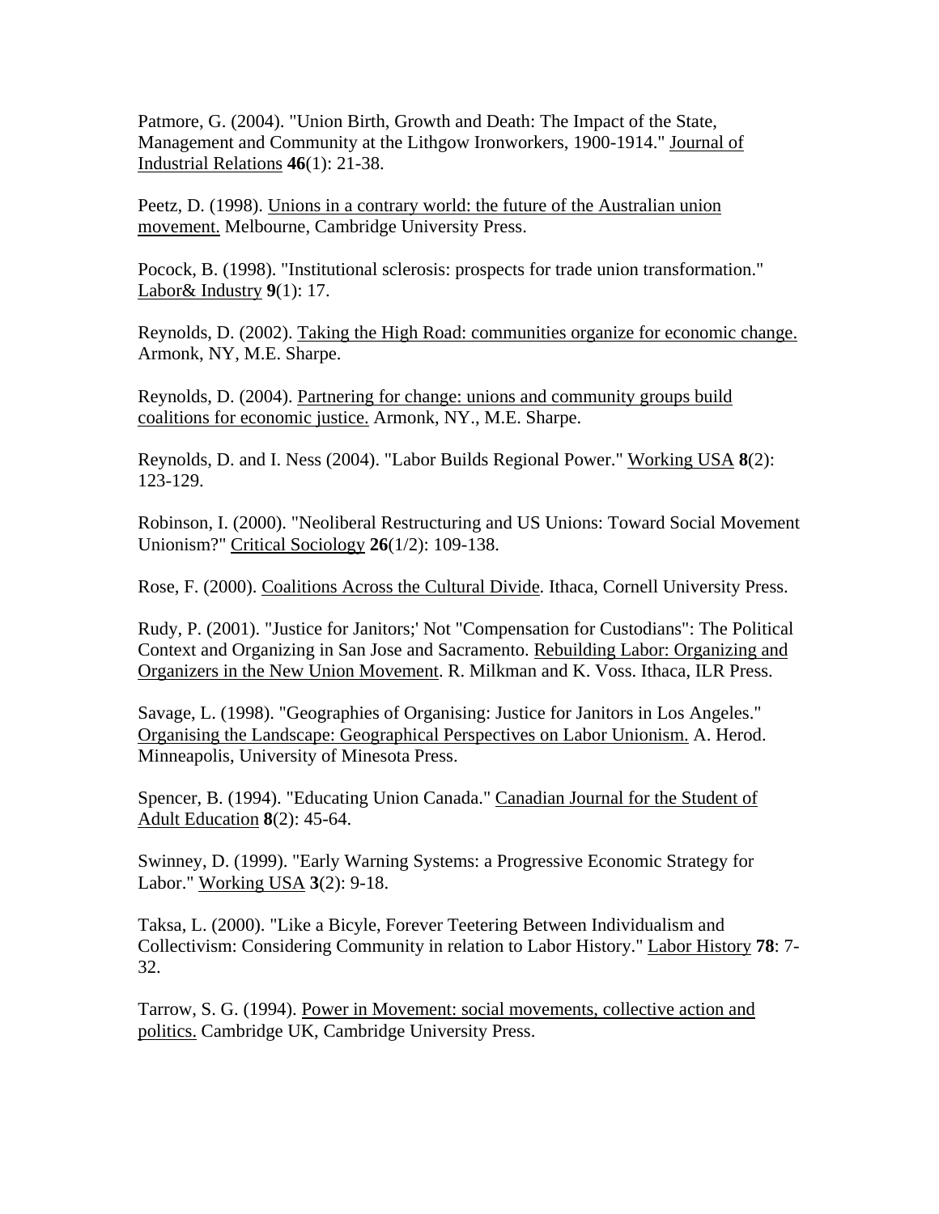Patmore, G. (2004). "Union Birth, Growth and Death: The Impact of the State, Management and Community at the Lithgow Ironworkers, 1900-1914." Journal of Industrial Relations **46**(1): 21-38.

Peetz, D. (1998). Unions in a contrary world: the future of the Australian union movement. Melbourne, Cambridge University Press.

Pocock, B. (1998). "Institutional sclerosis: prospects for trade union transformation." Labor& Industry **9**(1): 17.

Reynolds, D. (2002). Taking the High Road: communities organize for economic change. Armonk, NY, M.E. Sharpe.

Reynolds, D. (2004). Partnering for change: unions and community groups build coalitions for economic justice. Armonk, NY., M.E. Sharpe.

Reynolds, D. and I. Ness (2004). "Labor Builds Regional Power." Working USA **8**(2): 123-129.

Robinson, I. (2000). "Neoliberal Restructuring and US Unions: Toward Social Movement Unionism?" Critical Sociology **26**(1/2): 109-138.

Rose, F. (2000). Coalitions Across the Cultural Divide. Ithaca, Cornell University Press.

Rudy, P. (2001). "Justice for Janitors;' Not "Compensation for Custodians": The Political Context and Organizing in San Jose and Sacramento. Rebuilding Labor: Organizing and Organizers in the New Union Movement. R. Milkman and K. Voss. Ithaca, ILR Press.

Savage, L. (1998). "Geographies of Organising: Justice for Janitors in Los Angeles." Organising the Landscape: Geographical Perspectives on Labor Unionism. A. Herod. Minneapolis, University of Minesota Press.

Spencer, B. (1994). "Educating Union Canada." Canadian Journal for the Student of Adult Education **8**(2): 45-64.

Swinney, D. (1999). "Early Warning Systems: a Progressive Economic Strategy for Labor." Working USA **3**(2): 9-18.

Taksa, L. (2000). "Like a Bicyle, Forever Teetering Between Individualism and Collectivism: Considering Community in relation to Labor History." Labor History **78**: 7-32.

Tarrow, S. G. (1994). Power in Movement: social movements, collective action and politics. Cambridge UK, Cambridge University Press.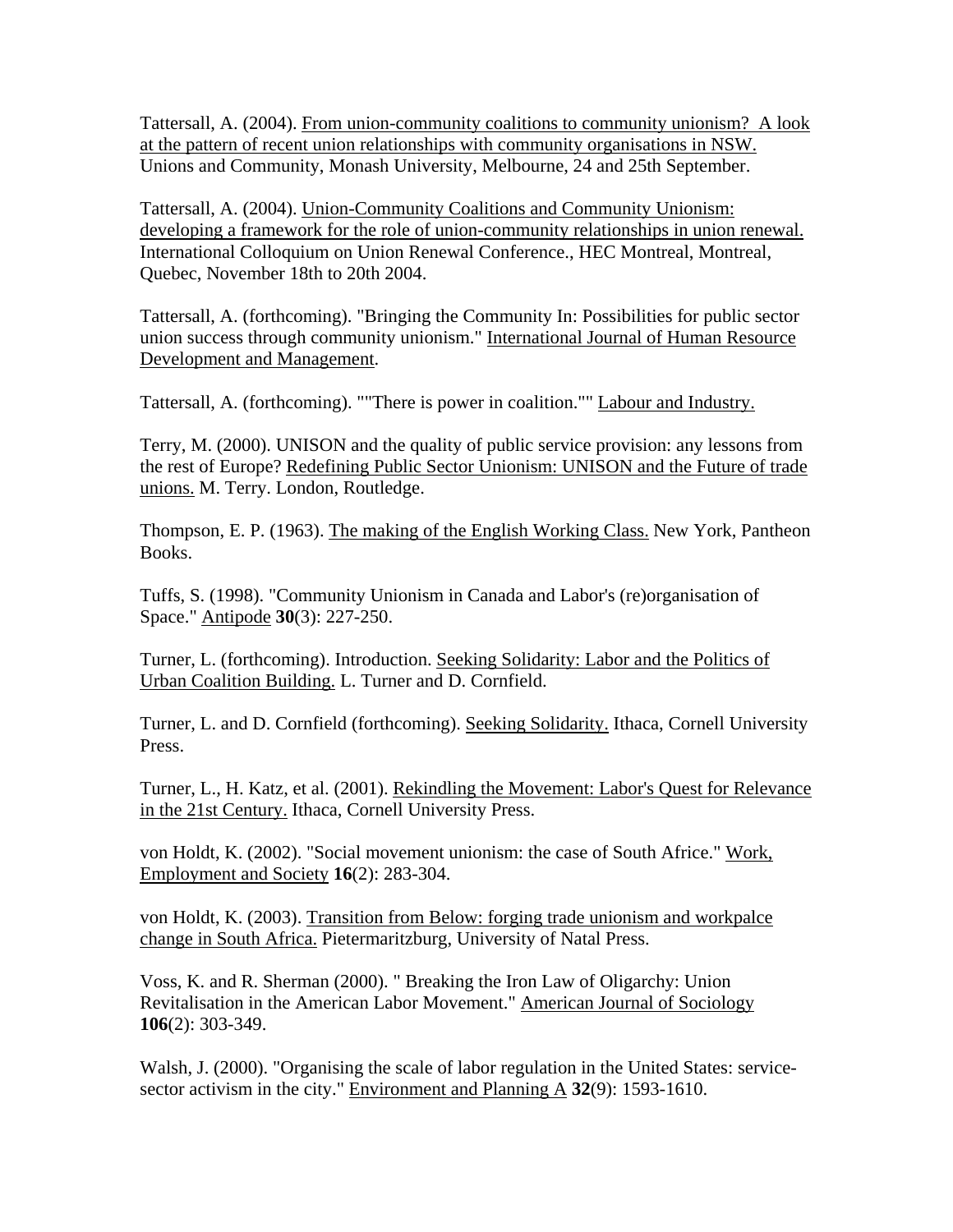Tattersall, A. (2004). From union-community coalitions to community unionism? A look at the pattern of recent union relationships with community organisations in NSW. Unions and Community, Monash University, Melbourne, 24 and 25th September.

Tattersall, A. (2004). Union-Community Coalitions and Community Unionism: developing a framework for the role of union-community relationships in union renewal. International Colloquium on Union Renewal Conference., HEC Montreal, Montreal, Quebec, November 18th to 20th 2004.

Tattersall, A. (forthcoming). "Bringing the Community In: Possibilities for public sector union success through community unionism." International Journal of Human Resource Development and Management.

Tattersall, A. (forthcoming). ""There is power in coalition."" Labour and Industry.

Terry, M. (2000). UNISON and the quality of public service provision: any lessons from the rest of Europe? Redefining Public Sector Unionism: UNISON and the Future of trade unions. M. Terry. London, Routledge.

Thompson, E. P. (1963). The making of the English Working Class. New York, Pantheon Books.

Tuffs, S. (1998). "Community Unionism in Canada and Labor's (re)organisation of Space." Antipode **30**(3): 227-250.

Turner, L. (forthcoming). Introduction. Seeking Solidarity: Labor and the Politics of Urban Coalition Building. L. Turner and D. Cornfield.

Turner, L. and D. Cornfield (forthcoming). Seeking Solidarity. Ithaca, Cornell University Press.

Turner, L., H. Katz, et al. (2001). Rekindling the Movement: Labor's Quest for Relevance in the 21st Century. Ithaca, Cornell University Press.

von Holdt, K. (2002). "Social movement unionism: the case of South Africe." Work, Employment and Society **16**(2): 283-304.

von Holdt, K. (2003). Transition from Below: forging trade unionism and workpalce change in South Africa. Pietermaritzburg, University of Natal Press.

Voss, K. and R. Sherman (2000). " Breaking the Iron Law of Oligarchy: Union Revitalisation in the American Labor Movement." American Journal of Sociology **106**(2): 303-349.

Walsh, J. (2000). "Organising the scale of labor regulation in the United States: service-sector activism in the city." Environment and Planning A **32**(9): 1593-1610.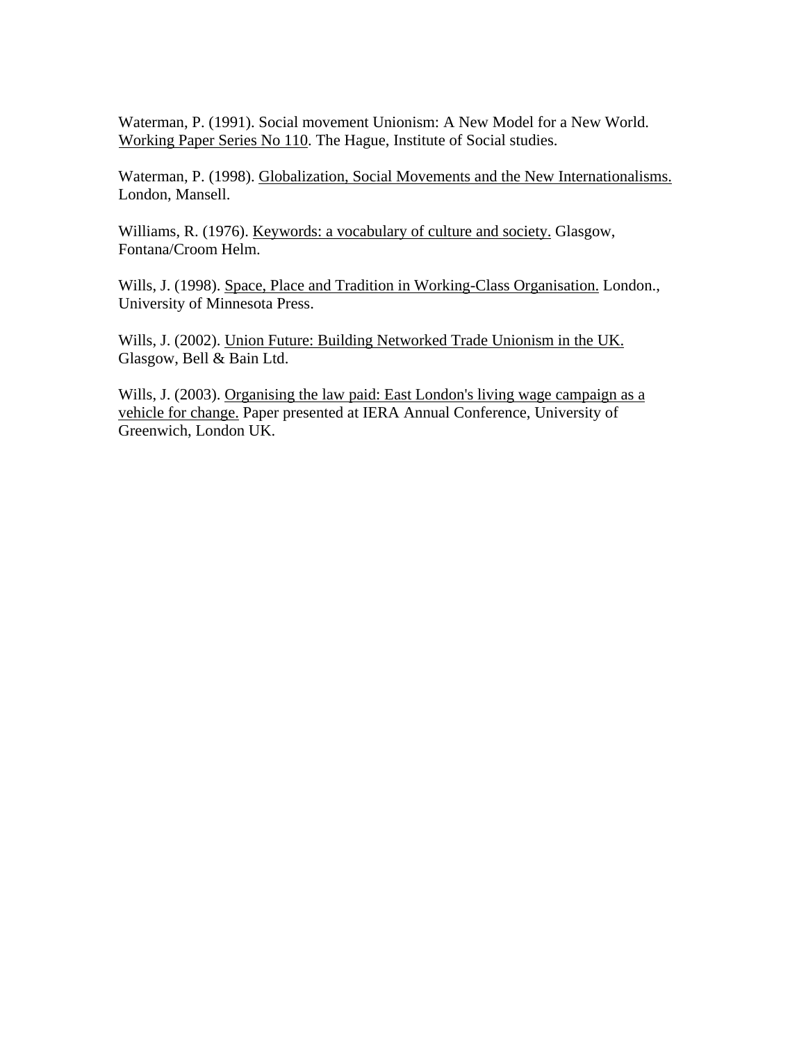Waterman, P. (1991). Social movement Unionism: A New Model for a New World. <u>Working Paper Series No 110</u>. The Hague, Institute of Social studies.

Waterman, P. (1998). <u>Globalization, Social Movements and the New Internationalisms.</u> London, Mansell.

Williams, R. (1976). <u>Keywords: a vocabulary of culture and society.</u> Glasgow, Fontana/Croom Helm.

Wills, J. (1998). <u>Space, Place and Tradition in Working-Class Organisation.</u> London., University of Minnesota Press.

Wills, J. (2002). <u>Union Future: Building Networked Trade Unionism in the UK.</u> Glasgow, Bell & Bain Ltd.

Wills, J. (2003). <u>Organising the law paid: East London's living wage campaign as a vehicle for change.</u> Paper presented at IERA Annual Conference, University of Greenwich, London UK.